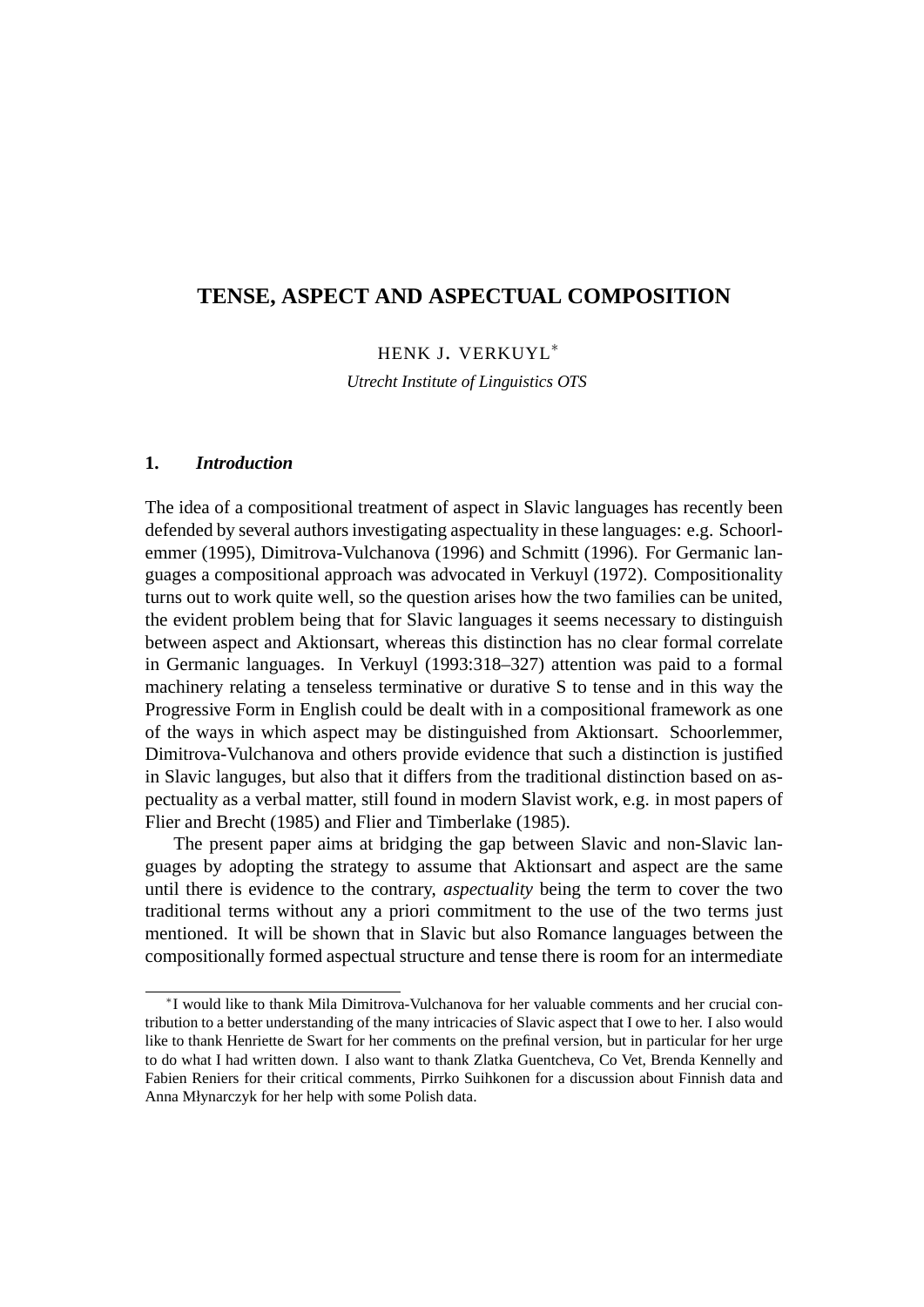# TENSE, ASPECT AND ASPECTUAL COMPOSITION

HENK J. VERKUYL*

*Utrecht Institute of Linguistics OTS*

## 1. *Introduction*

The idea of a compositional treatment of aspect in Slavic languages has recently been defended by several authors investigating aspectuality in these languages: e.g. Schoorlemmer (1995), Dimitrova-Vulchanova (1996) and Schmitt (1996). For Germanic languages a compositional approach was advocated in Verkuyl (1972). Compositionality turns out to work quite well, so the question arises how the two families can be united, the evident problem being that for Slavic languages it seems necessary to distinguish between aspect and Aktionsart, whereas this distinction has no clear formal correlate in Germanic languages. In Verkuyl (1993:318–327) attention was paid to a formal machinery relating a tenseless terminative or durative S to tense and in this way the Progressive Form in English could be dealt with in a compositional framework as one of the ways in which aspect may be distinguished from Aktionsart. Schoorlemmer, Dimitrova-Vulchanova and others provide evidence that such a distinction is justified in Slavic languges, but also that it differs from the traditional distinction based on aspectuality as a verbal matter, still found in modern Slavist work, e.g. in most papers of Flier and Brecht (1985) and Flier and Timberlake (1985).

The present paper aims at bridging the gap between Slavic and non-Slavic languages by adopting the strategy to assume that Aktionsart and aspect are the same until there is evidence to the contrary, *aspectuality* being the term to cover the two traditional terms without any a priori commitment to the use of the two terms just mentioned. It will be shown that in Slavic but also Romance languages between the compositionally formed aspectual structure and tense there is room for an intermediate

---

*I would like to thank Mila Dimitrova-Vulchanova for her valuable comments and her crucial contribution to a better understanding of the many intricacies of Slavic aspect that I owe to her. I also would like to thank Henriette de Swart for her comments on the prefinal version, but in particular for her urge to do what I had written down. I also want to thank Zlatka Guentcheva, Co Vet, Brenda Kennelly and Fabien Reniers for their critical comments, Pirrko Suihkonen for a discussion about Finnish data and Anna Młynarczyk for her help with some Polish data.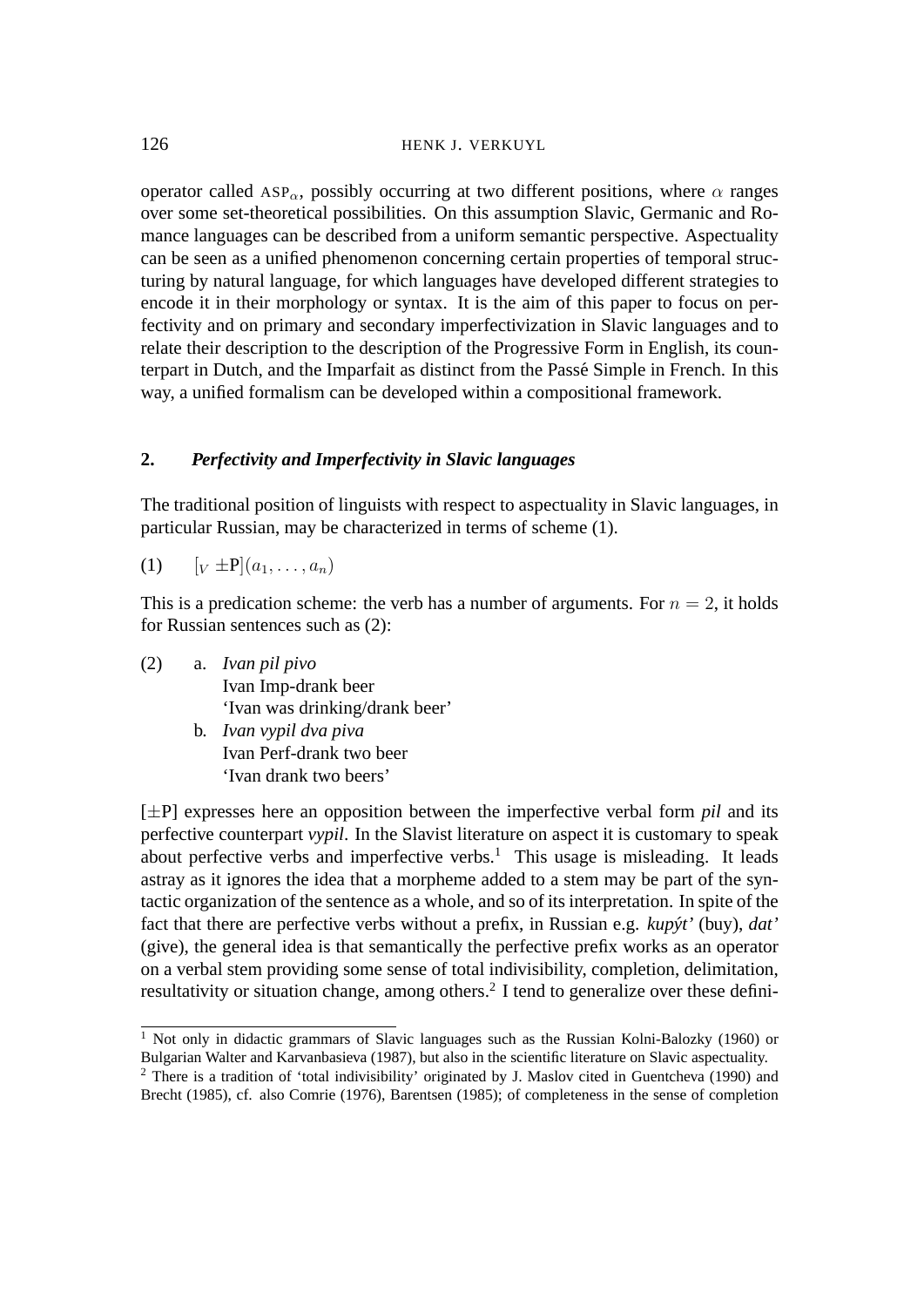operator called $\text{ASP}_\alpha$, possibly occurring at two different positions, where $\alpha$ ranges over some set-theoretical possibilities. On this assumption Slavic, Germanic and Romance languages can be described from a uniform semantic perspective. Aspectuality can be seen as a unified phenomenon concerning certain properties of temporal structuring by natural language, for which languages have developed different strategies to encode it in their morphology or syntax. It is the aim of this paper to focus on perfectivity and on primary and secondary imperfectivization in Slavic languages and to relate their description to the description of the Progressive Form in English, its counterpart in Dutch, and the Imparfait as distinct from the Passé Simple in French. In this way, a unified formalism can be developed within a compositional framework.

## 2. *Perfectivity and Imperfectivity in Slavic languages*

The traditional position of linguists with respect to aspectuality in Slavic languages, in particular Russian, may be characterized in terms of scheme (1).

(1) $[_V \pm \text{P}](a_1, \ldots, a_n)$

This is a predication scheme: the verb has a number of arguments. For $n = 2$, it holds for Russian sentences such as (2):

(2) a. *Ivan pil pivo*
Ivan Imp-drank beer
'Ivan was drinking/drank beer'

b. *Ivan vypil dva piva*
Ivan Perf-drank two beer
'Ivan drank two beers'

[±P] expresses here an opposition between the imperfective verbal form *pil* and its perfective counterpart *vypil*. In the Slavist literature on aspect it is customary to speak about perfective verbs and imperfective verbs.[1] This usage is misleading. It leads astray as it ignores the idea that a morpheme added to a stem may be part of the syntactic organization of the sentence as a whole, and so of its interpretation. In spite of the fact that there are perfective verbs without a prefix, in Russian e.g. *kupýt'* (buy), *dat'* (give), the general idea is that semantically the perfective prefix works as an operator on a verbal stem providing some sense of total indivisibility, completion, delimitation, resultativity or situation change, among others.[2] I tend to generalize over these defini-

---

[1] Not only in didactic grammars of Slavic languages such as the Russian Kolni-Balozky (1960) or Bulgarian Walter and Karvanbasieva (1987), but also in the scientific literature on Slavic aspectuality.

[2] There is a tradition of 'total indivisibility' originated by J. Maslov cited in Guentcheva (1990) and Brecht (1985), cf. also Comrie (1976), Barentsen (1985); of completeness in the sense of completion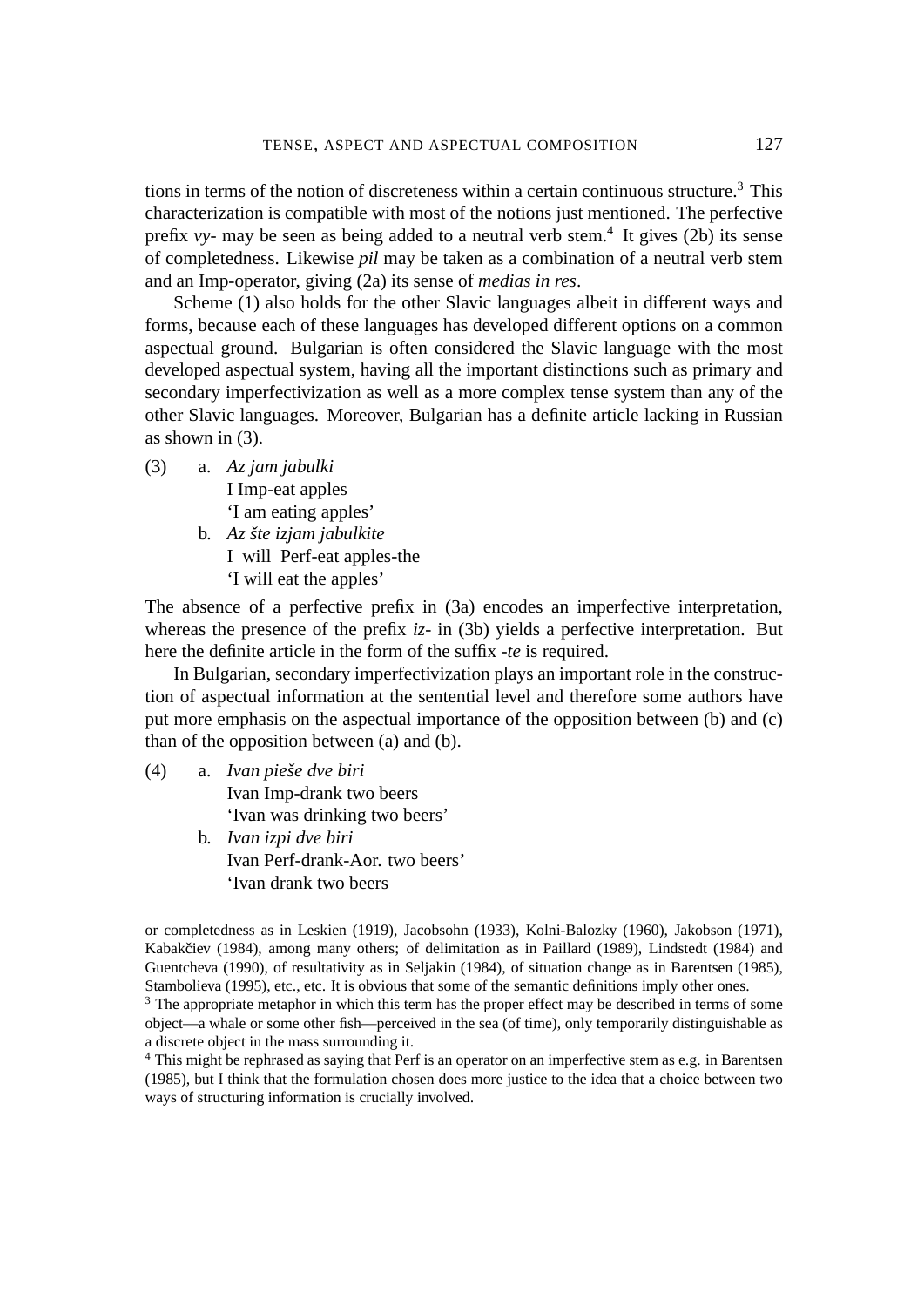tions in terms of the notion of discreteness within a certain continuous structure.[3] This characterization is compatible with most of the notions just mentioned. The perfective prefix *vy-* may be seen as being added to a neutral verb stem.[4] It gives (2b) its sense of completedness. Likewise *pil* may be taken as a combination of a neutral verb stem and an Imp-operator, giving (2a) its sense of *medias in res*.

Scheme (1) also holds for the other Slavic languages albeit in different ways and forms, because each of these languages has developed different options on a common aspectual ground. Bulgarian is often considered the Slavic language with the most developed aspectual system, having all the important distinctions such as primary and secondary imperfectivization as well as a more complex tense system than any of the other Slavic languages. Moreover, Bulgarian has a definite article lacking in Russian as shown in (3).

(3) a. *Az jam jabulki*
I Imp-eat apples
'I am eating apples'

b. *Az šte izjam jabulkite*
I will Perf-eat apples-the
'I will eat the apples'

The absence of a perfective prefix in (3a) encodes an imperfective interpretation, whereas the presence of the prefix *iz-* in (3b) yields a perfective interpretation. But here the definite article in the form of the suffix *-te* is required.

In Bulgarian, secondary imperfectivization plays an important role in the construction of aspectual information at the sentential level and therefore some authors have put more emphasis on the aspectual importance of the opposition between (b) and (c) than of the opposition between (a) and (b).

(4) a. *Ivan pieše dve biri*
Ivan Imp-drank two beers
'Ivan was drinking two beers'

b. *Ivan izpi dve biri*
Ivan Perf-drank-Aor. two beers'
'Ivan drank two beers

---

or completedness as in Leskien (1919), Jacobsohn (1933), Kolni-Balozky (1960), Jakobson (1971), Kabakčiev (1984), among many others; of delimitation as in Paillard (1989), Lindstedt (1984) and Guentcheva (1990), of resultativity as in Seljakin (1984), of situation change as in Barentsen (1985), Stambolieva (1995), etc., etc. It is obvious that some of the semantic definitions imply other ones.

[3] The appropriate metaphor in which this term has the proper effect may be described in terms of some object—a whale or some other fish—perceived in the sea (of time), only temporarily distinguishable as a discrete object in the mass surrounding it.

[4] This might be rephrased as saying that Perf is an operator on an imperfective stem as e.g. in Barentsen (1985), but I think that the formulation chosen does more justice to the idea that a choice between two ways of structuring information is crucially involved.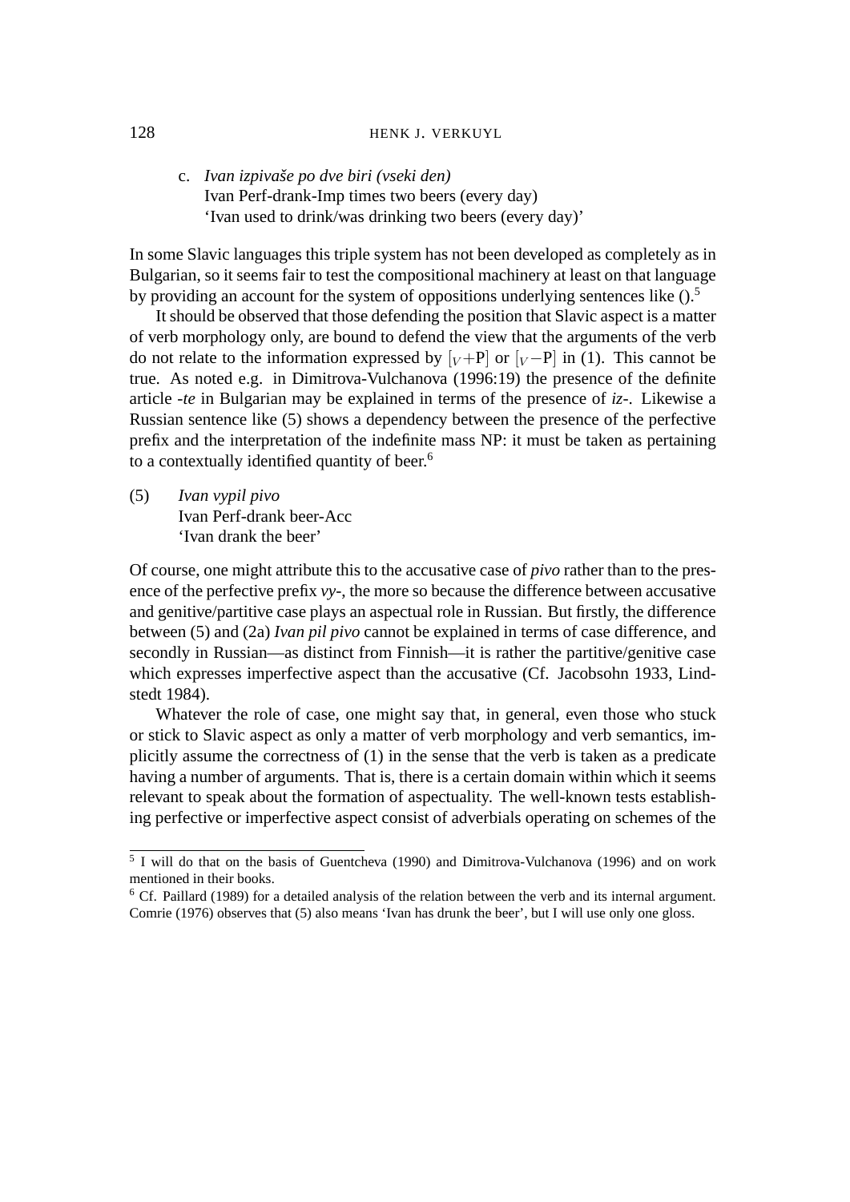c. *Ivan izpivaše po dve biri (vseki den)*
   Ivan Perf-drank-Imp times two beers (every day)
   'Ivan used to drink/was drinking two beers (every day)'

In some Slavic languages this triple system has not been developed as completely as in Bulgarian, so it seems fair to test the compositional machinery at least on that language by providing an account for the system of oppositions underlying sentences like ().[5]

It should be observed that those defending the position that Slavic aspect is a matter of verb morphology only, are bound to defend the view that the arguments of the verb do not relate to the information expressed by $[_V\!+\!\mathrm{P}]$ or $[_V\!-\!\mathrm{P}]$ in (1). This cannot be true. As noted e.g. in Dimitrova-Vulchanova (1996:19) the presence of the definite article *-te* in Bulgarian may be explained in terms of the presence of *iz-*. Likewise a Russian sentence like (5) shows a dependency between the presence of the perfective prefix and the interpretation of the indefinite mass NP: it must be taken as pertaining to a contextually identified quantity of beer.[6]

(5) *Ivan vypil pivo*
    Ivan Perf-drank beer-Acc
    'Ivan drank the beer'

Of course, one might attribute this to the accusative case of *pivo* rather than to the presence of the perfective prefix *vy-*, the more so because the difference between accusative and genitive/partitive case plays an aspectual role in Russian. But firstly, the difference between (5) and (2a) *Ivan pil pivo* cannot be explained in terms of case difference, and secondly in Russian—as distinct from Finnish—it is rather the partitive/genitive case which expresses imperfective aspect than the accusative (Cf. Jacobsohn 1933, Lindstedt 1984).

Whatever the role of case, one might say that, in general, even those who stuck or stick to Slavic aspect as only a matter of verb morphology and verb semantics, implicitly assume the correctness of (1) in the sense that the verb is taken as a predicate having a number of arguments. That is, there is a certain domain within which it seems relevant to speak about the formation of aspectuality. The well-known tests establishing perfective or imperfective aspect consist of adverbials operating on schemes of the

---

[5] I will do that on the basis of Guentcheva (1990) and Dimitrova-Vulchanova (1996) and on work mentioned in their books.

[6] Cf. Paillard (1989) for a detailed analysis of the relation between the verb and its internal argument. Comrie (1976) observes that (5) also means 'Ivan has drunk the beer', but I will use only one gloss.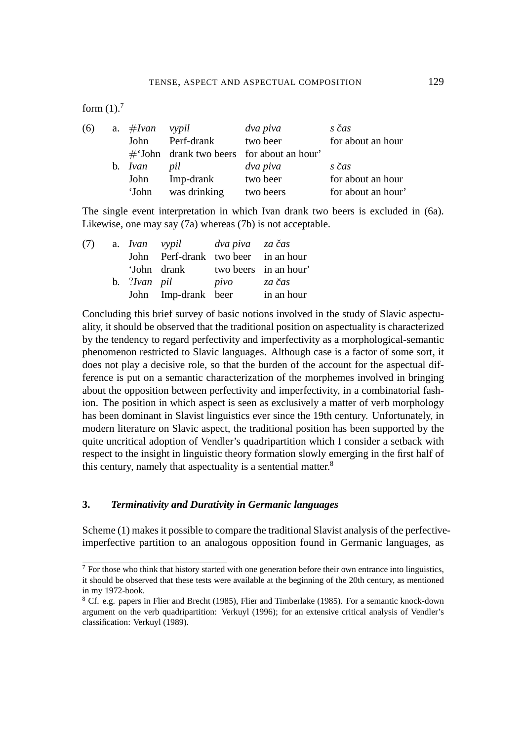form (1).[7]

| (6) | a. | #*Ivan* | *vypil* | *dva piva* | *s čas* |
|---|---|---|---|---|---|
| | | John | Perf-drank | two beer | for about an hour |
| | | #'John | drank two beers | for about an hour' | |
| | b. | *Ivan* | *pil* | *dva piva* | *s čas* |
| | | John | Imp-drank | two beer | for about an hour |
| | | 'John | was drinking | two beers | for about an hour' |

The single event interpretation in which Ivan drank two beers is excluded in (6a). Likewise, one may say (7a) whereas (7b) is not acceptable.

| (7) | a. | *Ivan* | *vypil* | *dva piva* | *za čas* |
|---|---|---|---|---|---|
| | | John | Perf-drank | two beer | in an hour |
| | | 'John | drank | two beers | in an hour' |
| | b. | ?*Ivan* | *pil* | *pivo* | *za čas* |
| | | John | Imp-drank | beer | in an hour |

Concluding this brief survey of basic notions involved in the study of Slavic aspectuality, it should be observed that the traditional position on aspectuality is characterized by the tendency to regard perfectivity and imperfectivity as a morphological-semantic phenomenon restricted to Slavic languages. Although case is a factor of some sort, it does not play a decisive role, so that the burden of the account for the aspectual difference is put on a semantic characterization of the morphemes involved in bringing about the opposition between perfectivity and imperfectivity, in a combinatorial fashion. The position in which aspect is seen as exclusively a matter of verb morphology has been dominant in Slavist linguistics ever since the 19th century. Unfortunately, in modern literature on Slavic aspect, the traditional position has been supported by the quite uncritical adoption of Vendler's quadripartition which I consider a setback with respect to the insight in linguistic theory formation slowly emerging in the first half of this century, namely that aspectuality is a sentential matter.[8]

## 3. *Terminativity and Durativity in Germanic languages*

Scheme (1) makes it possible to compare the traditional Slavist analysis of the perfective-imperfective partition to an analogous opposition found in Germanic languages, as

---

[7] For those who think that history started with one generation before their own entrance into linguistics, it should be observed that these tests were available at the beginning of the 20th century, as mentioned in my 1972-book.

[8] Cf. e.g. papers in Flier and Brecht (1985), Flier and Timberlake (1985). For a semantic knock-down argument on the verb quadripartition: Verkuyl (1996); for an extensive critical analysis of Vendler's classification: Verkuyl (1989).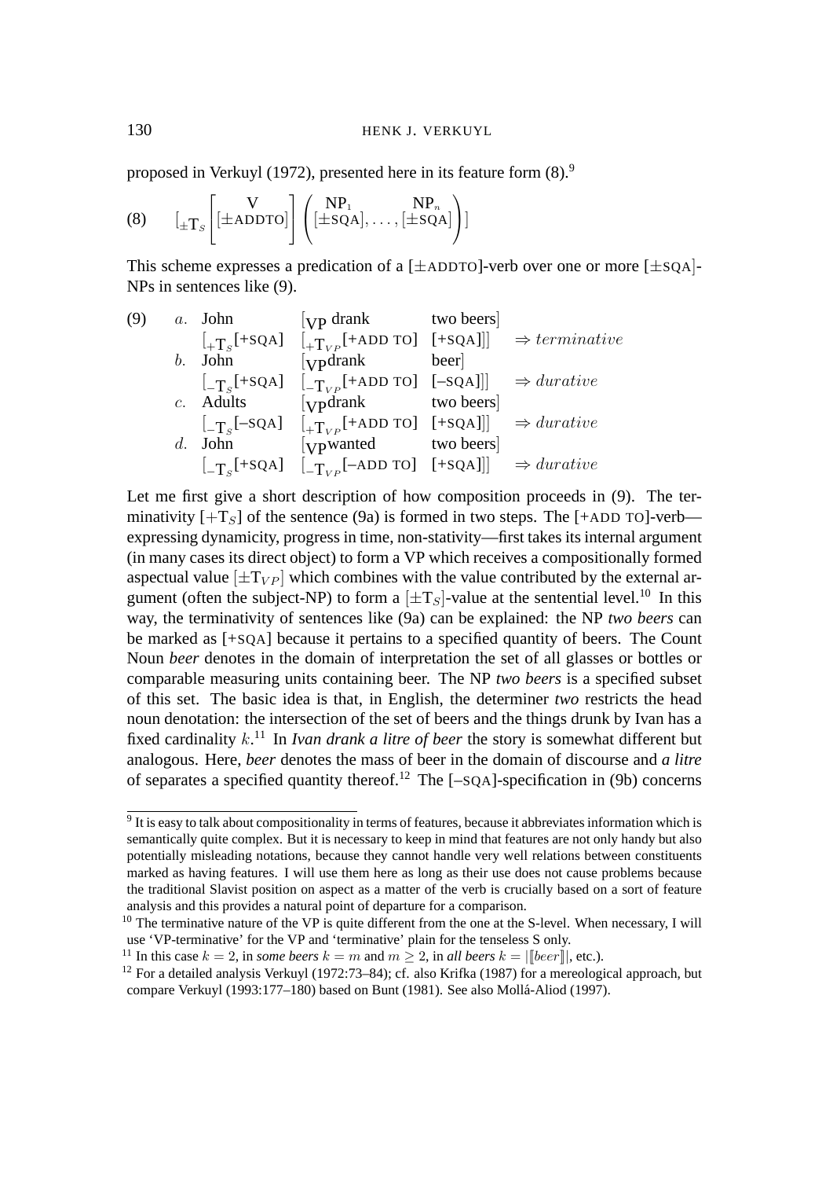proposed in Verkuyl (1972), presented here in its feature form (8).[9]

$$\text{(8)}\qquad [_{\pm\mathrm{T}_S}\begin{bmatrix}\mathrm{V}\\ [\pm\textsc{addto}]\end{bmatrix}\begin{pmatrix}\mathrm{NP}_1 & & \mathrm{NP}_n\\ [\pm\textsc{sqa}], & \ldots, & [\pm\textsc{sqa}]\end{pmatrix}]$$

This scheme expresses a predication of a [±ADDTO]-verb over one or more [±SQA]-NPs in sentences like (9).

(9)

| | | | | |
|---|---|---|---|---|
| *a.* | John | $[_{\mathrm{VP}}$ drank | two beers] | |
| | $[_{+\mathrm{T}_S}$[+SQA] | $[_{+\mathrm{T}_{VP}}$[+ADD TO] | [+SQA]]] | $\Rightarrow$ *terminative* |
| *b.* | John | $[_{\mathrm{VP}}$drank | beer] | |
| | $[_{-\mathrm{T}_S}$[+SQA] | $[_{-\mathrm{T}_{VP}}$[+ADD TO] | [–SQA]]] | $\Rightarrow$ *durative* |
| *c.* | Adults | $[_{\mathrm{VP}}$drank | two beers] | |
| | $[_{-\mathrm{T}_S}$[–SQA] | $[_{+\mathrm{T}_{VP}}$[+ADD TO] | [+SQA]]] | $\Rightarrow$ *durative* |
| *d.* | John | $[_{\mathrm{VP}}$wanted | two beers] | |
| | $[_{-\mathrm{T}_S}$[+SQA] | $[_{-\mathrm{T}_{VP}}$[–ADD TO] | [+SQA]]] | $\Rightarrow$ *durative* |

Let me first give a short description of how composition proceeds in (9). The terminativity $[+\mathrm{T}_S]$ of the sentence (9a) is formed in two steps. The [+ADD TO]-verb—expressing dynamicity, progress in time, non-stativity—first takes its internal argument (in many cases its direct object) to form a VP which receives a compositionally formed aspectual value $[\pm\mathrm{T}_{VP}]$ which combines with the value contributed by the external argument (often the subject-NP) to form a $[\pm\mathrm{T}_S]$-value at the sentential level.[10] In this way, the terminativity of sentences like (9a) can be explained: the NP *two beers* can be marked as [+SQA] because it pertains to a specified quantity of beers. The Count Noun *beer* denotes in the domain of interpretation the set of all glasses or bottles or comparable measuring units containing beer. The NP *two beers* is a specified subset of this set. The basic idea is that, in English, the determiner *two* restricts the head noun denotation: the intersection of the set of beers and the things drunk by Ivan has a fixed cardinality $k$.[11] In *Ivan drank a litre of beer* the story is somewhat different but analogous. Here, *beer* denotes the mass of beer in the domain of discourse and *a litre* of separates a specified quantity thereof.[12] The [–SQA]-specification in (9b) concerns

---

[9] It is easy to talk about compositionality in terms of features, because it abbreviates information which is semantically quite complex. But it is necessary to keep in mind that features are not only handy but also potentially misleading notations, because they cannot handle very well relations between constituents marked as having features. I will use them here as long as their use does not cause problems because the traditional Slavist position on aspect as a matter of the verb is crucially based on a sort of feature analysis and this provides a natural point of departure for a comparison.

[10] The terminative nature of the VP is quite different from the one at the S-level. When necessary, I will use 'VP-terminative' for the VP and 'terminative' plain for the tenseless S only.

[11] In this case $k = 2$, in *some beers* $k = m$ and $m \geq 2$, in *all beers* $k = |[\![beer]\!]|$, etc.).

[12] For a detailed analysis Verkuyl (1972:73–84); cf. also Krifka (1987) for a mereological approach, but compare Verkuyl (1993:177–180) based on Bunt (1981). See also Mollá-Aliod (1997).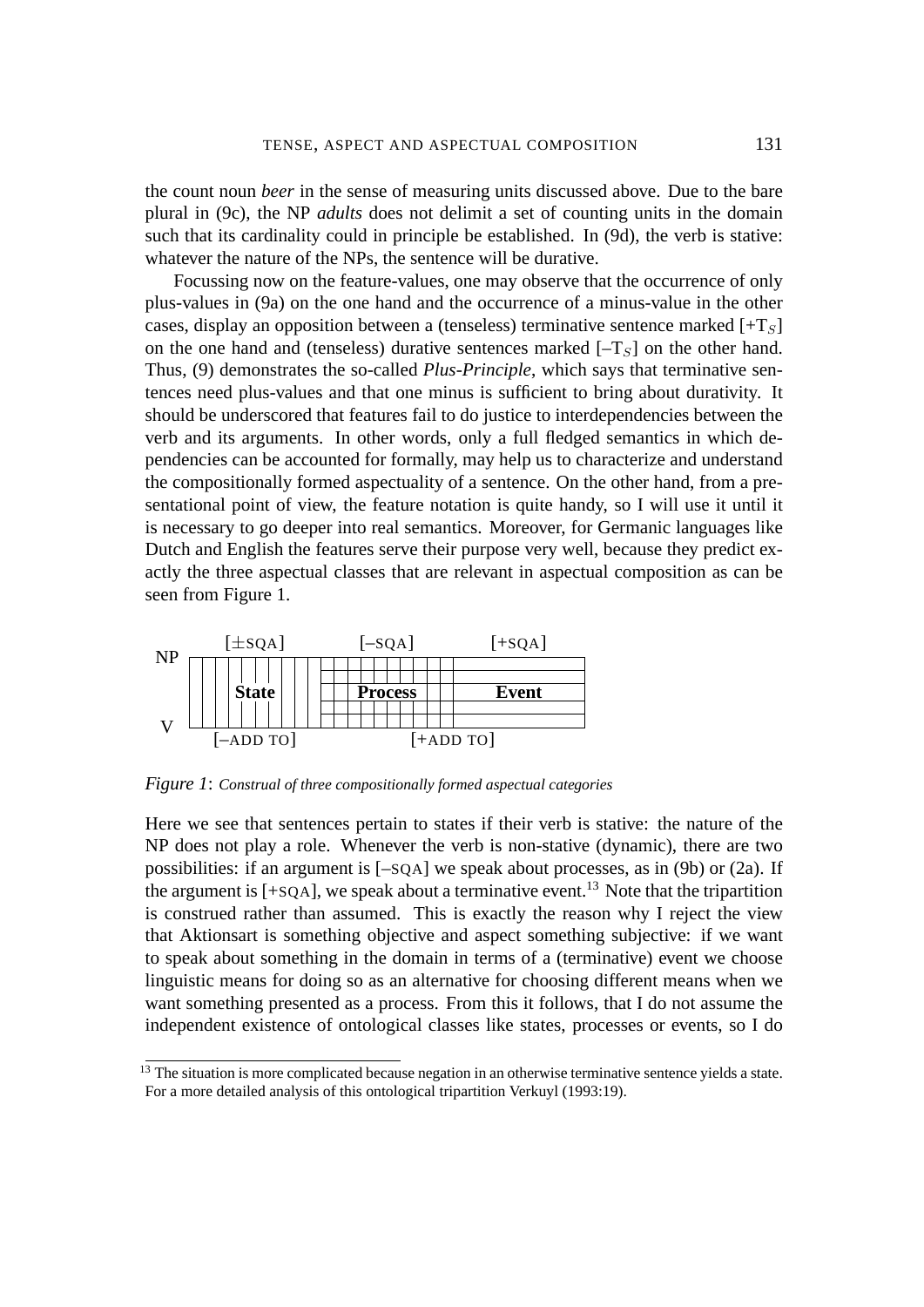the count noun *beer* in the sense of measuring units discussed above. Due to the bare plural in (9c), the NP *adults* does not delimit a set of counting units in the domain such that its cardinality could in principle be established. In (9d), the verb is stative: whatever the nature of the NPs, the sentence will be durative.

Focussing now on the feature-values, one may observe that the occurrence of only plus-values in (9a) on the one hand and the occurrence of a minus-value in the other cases, display an opposition between a (tenseless) terminative sentence marked [+$T_S$] on the one hand and (tenseless) durative sentences marked [–$T_S$] on the other hand. Thus, (9) demonstrates the so-called *Plus-Principle*, which says that terminative sentences need plus-values and that one minus is sufficient to bring about durativity. It should be underscored that features fail to do justice to interdependencies between the verb and its arguments. In other words, only a full fledged semantics in which dependencies can be accounted for formally, may help us to characterize and understand the compositionally formed aspectuality of a sentence. On the other hand, from a presentational point of view, the feature notation is quite handy, so I will use it until it is necessary to go deeper into real semantics. Moreover, for Germanic languages like Dutch and English the features serve their purpose very well, because they predict exactly the three aspectual classes that are relevant in aspectual composition as can be seen from Figure 1.

| | [±SQA] | [–SQA] | [+SQA] |
|---|---|---|---|
| NP / V | **State** | **Process** | **Event** |
| | [–ADD TO] | [+ADD TO] | |

*Figure 1*: *Construal of three compositionally formed aspectual categories*

Here we see that sentences pertain to states if their verb is stative: the nature of the NP does not play a role. Whenever the verb is non-stative (dynamic), there are two possibilities: if an argument is [–SQA] we speak about processes, as in (9b) or (2a). If the argument is [+SQA], we speak about a terminative event.[13] Note that the tripartition is construed rather than assumed. This is exactly the reason why I reject the view that Aktionsart is something objective and aspect something subjective: if we want to speak about something in the domain in terms of a (terminative) event we choose linguistic means for doing so as an alternative for choosing different means when we want something presented as a process. From this it follows, that I do not assume the independent existence of ontological classes like states, processes or events, so I do

[13] The situation is more complicated because negation in an otherwise terminative sentence yields a state. For a more detailed analysis of this ontological tripartition Verkuyl (1993:19).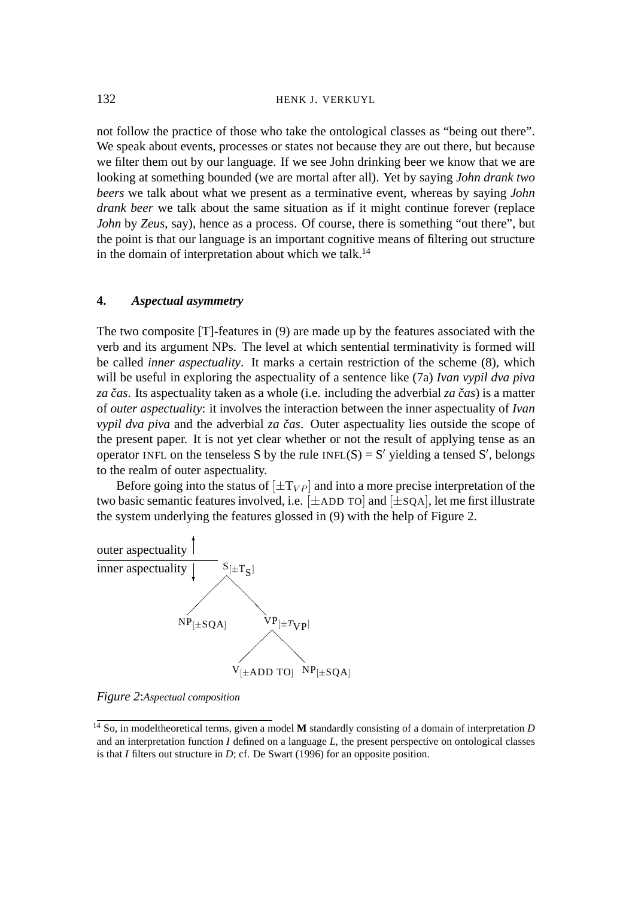not follow the practice of those who take the ontological classes as "being out there". We speak about events, processes or states not because they are out there, but because we filter them out by our language. If we see John drinking beer we know that we are looking at something bounded (we are mortal after all). Yet by saying *John drank two beers* we talk about what we present as a terminative event, whereas by saying *John drank beer* we talk about the same situation as if it might continue forever (replace *John* by *Zeus*, say), hence as a process. Of course, there is something "out there", but the point is that our language is an important cognitive means of filtering out structure in the domain of interpretation about which we talk.[14]

## 4. *Aspectual asymmetry*

The two composite [T]-features in (9) are made up by the features associated with the verb and its argument NPs. The level at which sentential terminativity is formed will be called *inner aspectuality*. It marks a certain restriction of the scheme (8), which will be useful in exploring the aspectuality of a sentence like (7a) *Ivan vypil dva piva za čas*. Its aspectuality taken as a whole (i.e. including the adverbial *za čas*) is a matter of *outer aspectuality*: it involves the interaction between the inner aspectuality of *Ivan vypil dva piva* and the adverbial *za čas*. Outer aspectuality lies outside the scope of the present paper. It is not yet clear whether or not the result of applying tense as an operator INFL on the tenseless S by the rule INFL(S) = S′ yielding a tensed S′, belongs to the realm of outer aspectuality.

Before going into the status of $[\pm T_{VP}]$ and into a more precise interpretation of the two basic semantic features involved, i.e. [±ADD TO] and [±SQA], let me first illustrate the system underlying the features glossed in (9) with the help of Figure 2.

```
outer aspectuality ↑
---------------------
inner aspectuality ↓     S[±T_S]
                        /       \
               NP[±SQA]          VP[±T_VP]
                                /         \
                      V[±ADD TO]           NP[±SQA]
```

*Figure 2*: *Aspectual composition*

[14] So, in modeltheoretical terms, given a model **M** standardly consisting of a domain of interpretation *D* and an interpretation function *I* defined on a language *L*, the present perspective on ontological classes is that *I* filters out structure in *D*; cf. De Swart (1996) for an opposite position.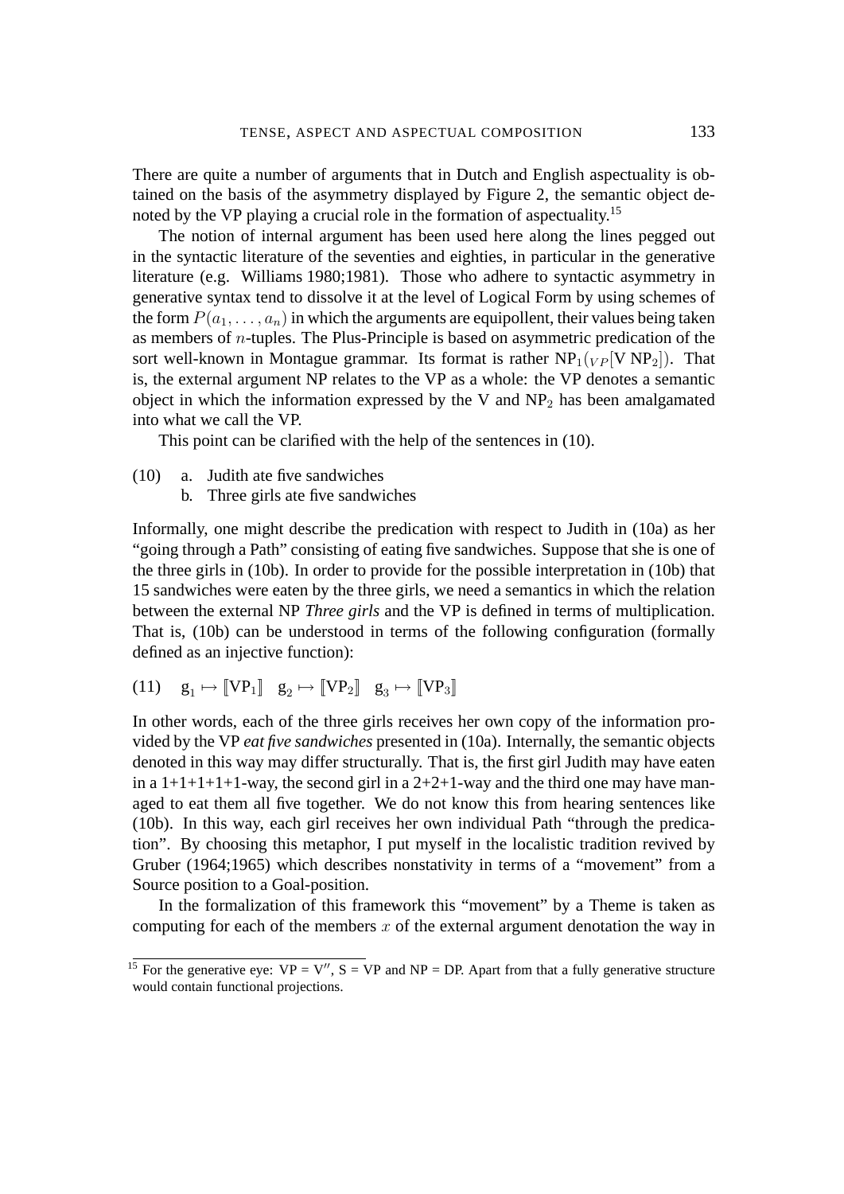There are quite a number of arguments that in Dutch and English aspectuality is obtained on the basis of the asymmetry displayed by Figure 2, the semantic object denoted by the VP playing a crucial role in the formation of aspectuality.[15]

The notion of internal argument has been used here along the lines pegged out in the syntactic literature of the seventies and eighties, in particular in the generative literature (e.g. Williams 1980;1981). Those who adhere to syntactic asymmetry in generative syntax tend to dissolve it at the level of Logical Form by using schemes of the form $P(a_1, \ldots, a_n)$ in which the arguments are equipollent, their values being taken as members of $n$-tuples. The Plus-Principle is based on asymmetric predication of the sort well-known in Montague grammar. Its format is rather $\mathrm{NP}_1({}_{VP}[\mathrm{V}\ \mathrm{NP}_2])$. That is, the external argument NP relates to the VP as a whole: the VP denotes a semantic object in which the information expressed by the V and $\mathrm{NP}_2$ has been amalgamated into what we call the VP.

This point can be clarified with the help of the sentences in (10).

(10) a. Judith ate five sandwiches
  b. Three girls ate five sandwiches

Informally, one might describe the predication with respect to Judith in (10a) as her "going through a Path" consisting of eating five sandwiches. Suppose that she is one of the three girls in (10b). In order to provide for the possible interpretation in (10b) that 15 sandwiches were eaten by the three girls, we need a semantics in which the relation between the external NP *Three girls* and the VP is defined in terms of multiplication. That is, (10b) can be understood in terms of the following configuration (formally defined as an injective function):

(11) $\mathrm{g}_1 \mapsto [\![\mathrm{VP}_1]\!] \quad \mathrm{g}_2 \mapsto [\![\mathrm{VP}_2]\!] \quad \mathrm{g}_3 \mapsto [\![\mathrm{VP}_3]\!]$

In other words, each of the three girls receives her own copy of the information provided by the VP *eat five sandwiches* presented in (10a). Internally, the semantic objects denoted in this way may differ structurally. That is, the first girl Judith may have eaten in a 1+1+1+1+1-way, the second girl in a 2+2+1-way and the third one may have managed to eat them all five together. We do not know this from hearing sentences like (10b). In this way, each girl receives her own individual Path "through the predication". By choosing this metaphor, I put myself in the localistic tradition revived by Gruber (1964;1965) which describes nonstativity in terms of a "movement" from a Source position to a Goal-position.

In the formalization of this framework this "movement" by a Theme is taken as computing for each of the members $x$ of the external argument denotation the way in

[15] For the generative eye: VP = V″, S = VP and NP = DP. Apart from that a fully generative structure would contain functional projections.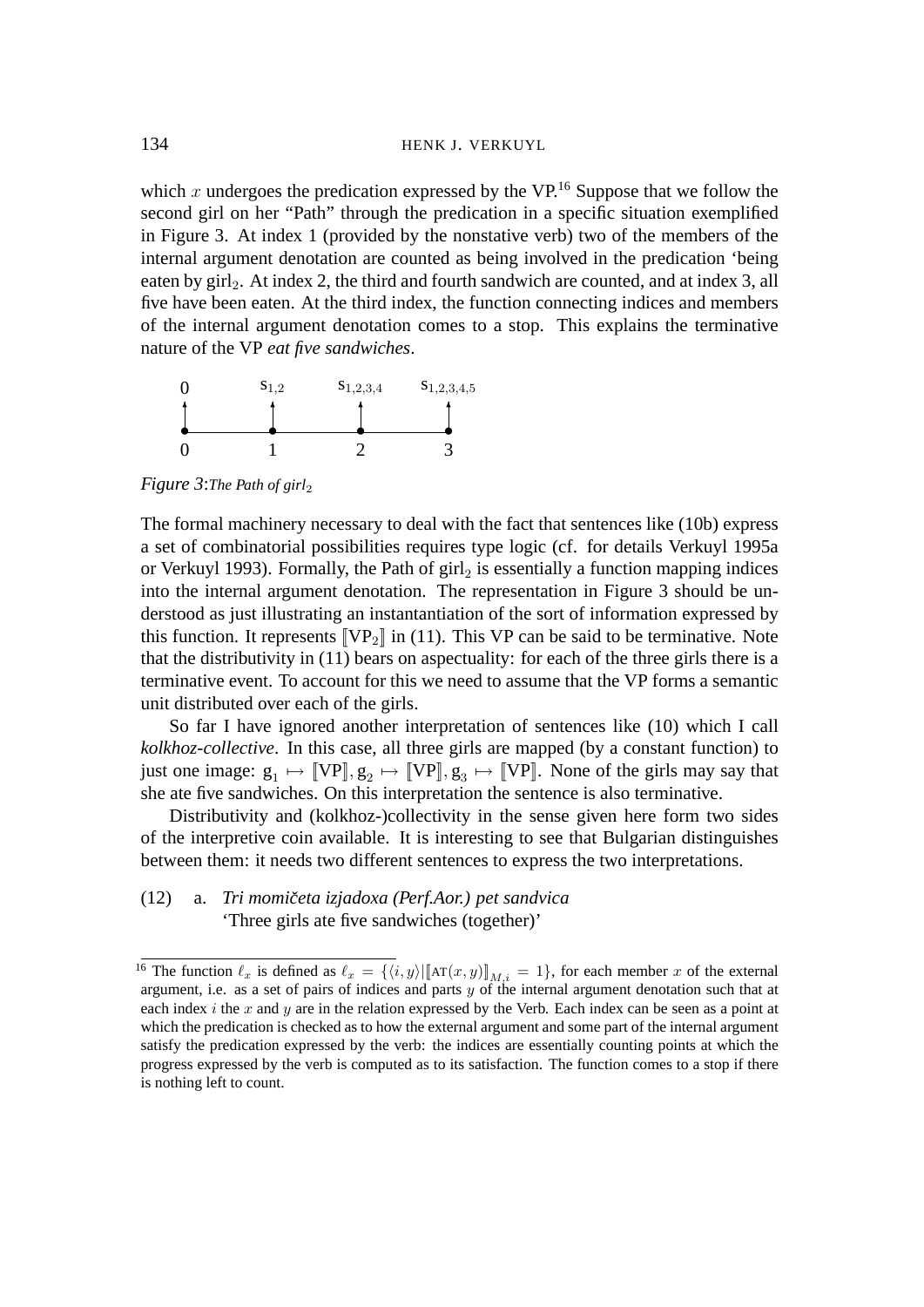which $x$ undergoes the predication expressed by the VP.[16] Suppose that we follow the second girl on her "Path" through the predication in a specific situation exemplified in Figure 3. At index 1 (provided by the nonstative verb) two of the members of the internal argument denotation are counted as being involved in the predication 'being eaten by girl$_2$. At index 2, the third and fourth sandwich are counted, and at index 3, all five have been eaten. At the third index, the function connecting indices and members of the internal argument denotation comes to a stop. This explains the terminative nature of the VP *eat five sandwiches*.

$$
\begin{array}{cccc}
0 & s_{1,2} & s_{1,2,3,4} & s_{1,2,3,4,5} \\
\uparrow & \uparrow & \uparrow & \uparrow \\
\bullet & \bullet & \bullet & \bullet \\
0 & 1 & 2 & 3
\end{array}
$$

*Figure 3*: *The Path of girl*$_2$

The formal machinery necessary to deal with the fact that sentences like (10b) express a set of combinatorial possibilities requires type logic (cf. for details Verkuyl 1995a or Verkuyl 1993). Formally, the Path of girl$_2$ is essentially a function mapping indices into the internal argument denotation. The representation in Figure 3 should be understood as just illustrating an instantantiation of the sort of information expressed by this function. It represents $[\![\mathrm{VP}_2]\!]$ in (11). This VP can be said to be terminative. Note that the distributivity in (11) bears on aspectuality: for each of the three girls there is a terminative event. To account for this we need to assume that the VP forms a semantic unit distributed over each of the girls.

So far I have ignored another interpretation of sentences like (10) which I call *kolkhoz-collective*. In this case, all three girls are mapped (by a constant function) to just one image: $g_1 \mapsto [\![\mathrm{VP}]\!], g_2 \mapsto [\![\mathrm{VP}]\!], g_3 \mapsto [\![\mathrm{VP}]\!]$. None of the girls may say that she ate five sandwiches. On this interpretation the sentence is also terminative.

Distributivity and (kolkhoz-)collectivity in the sense given here form two sides of the interpretive coin available. It is interesting to see that Bulgarian distinguishes between them: it needs two different sentences to express the two interpretations.

(12) a. *Tri momičeta izjadoxa (Perf.Aor.) pet sandvica*
'Three girls ate five sandwiches (together)'

---

[16] The function $\ell_x$ is defined as $\ell_x = \{\langle i, y\rangle | [\![\mathrm{AT}(x, y)]\!]_{M,i} = 1\}$, for each member $x$ of the external argument, i.e. as a set of pairs of indices and parts $y$ of the internal argument denotation such that at each index $i$ the $x$ and $y$ are in the relation expressed by the Verb. Each index can be seen as a point at which the predication is checked as to how the external argument and some part of the internal argument satisfy the predication expressed by the verb: the indices are essentially counting points at which the progress expressed by the verb is computed as to its satisfaction. The function comes to a stop if there is nothing left to count.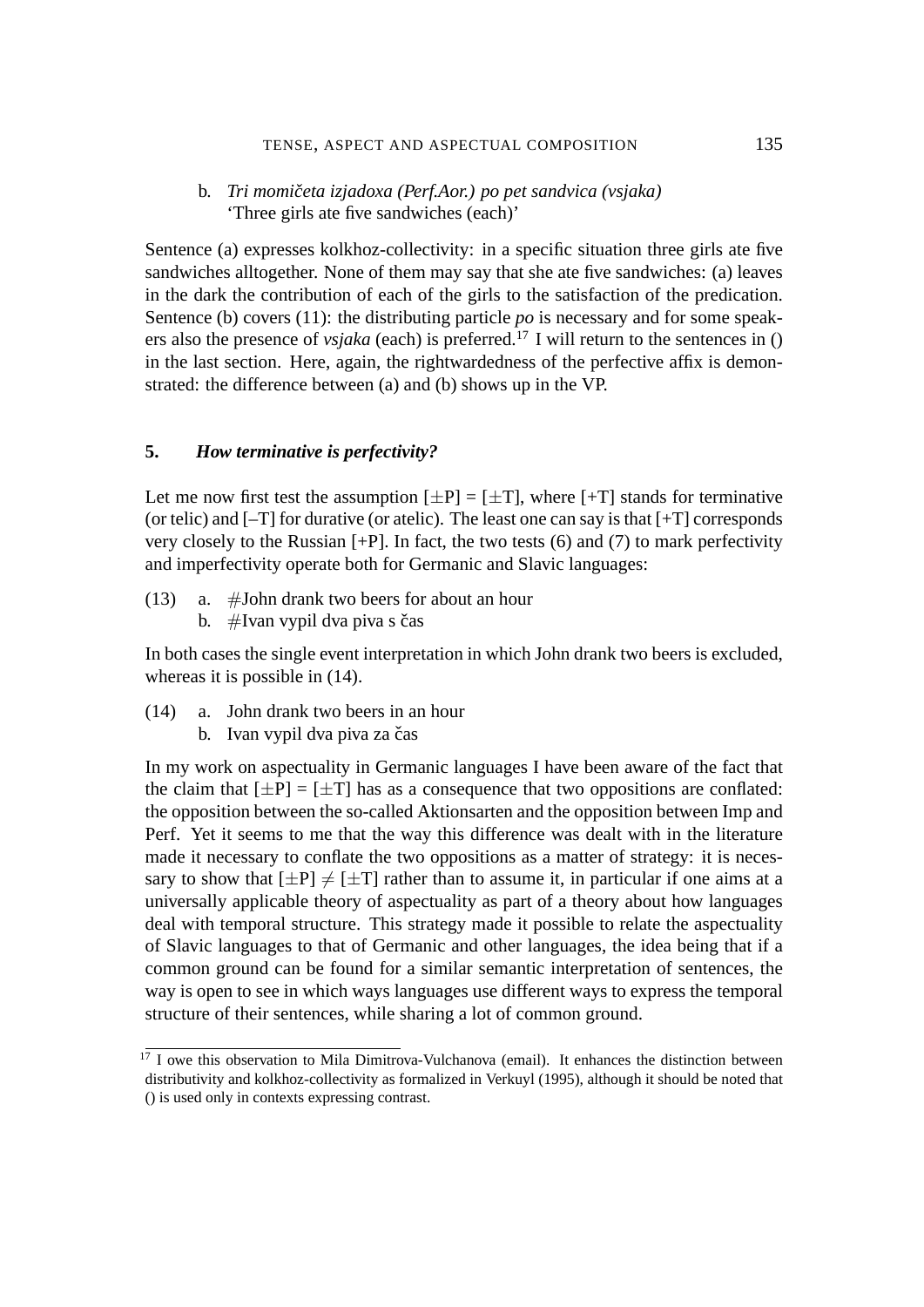b. *Tri momičeta izjadoxa (Perf.Aor.) po pet sandvica (vsjaka)*
   'Three girls ate five sandwiches (each)'

Sentence (a) expresses kolkhoz-collectivity: in a specific situation three girls ate five sandwiches alltogether. None of them may say that she ate five sandwiches: (a) leaves in the dark the contribution of each of the girls to the satisfaction of the predication. Sentence (b) covers (11): the distributing particle *po* is necessary and for some speakers also the presence of *vsjaka* (each) is preferred.[17] I will return to the sentences in () in the last section. Here, again, the rightwardedness of the perfective affix is demonstrated: the difference between (a) and (b) shows up in the VP.

## 5. *How terminative is perfectivity?*

Let me now first test the assumption [±P] = [±T], where [+T] stands for terminative (or telic) and [–T] for durative (or atelic). The least one can say is that [+T] corresponds very closely to the Russian [+P]. In fact, the two tests (6) and (7) to mark perfectivity and imperfectivity operate both for Germanic and Slavic languages:

(13) a. #John drank two beers for about an hour
     b. #Ivan vypil dva piva s čas

In both cases the single event interpretation in which John drank two beers is excluded, whereas it is possible in (14).

(14) a. John drank two beers in an hour
     b. Ivan vypil dva piva za čas

In my work on aspectuality in Germanic languages I have been aware of the fact that the claim that [±P] = [±T] has as a consequence that two oppositions are conflated: the opposition between the so-called Aktionsarten and the opposition between Imp and Perf. Yet it seems to me that the way this difference was dealt with in the literature made it necessary to conflate the two oppositions as a matter of strategy: it is necessary to show that [±P] ≠ [±T] rather than to assume it, in particular if one aims at a universally applicable theory of aspectuality as part of a theory about how languages deal with temporal structure. This strategy made it possible to relate the aspectuality of Slavic languages to that of Germanic and other languages, the idea being that if a common ground can be found for a similar semantic interpretation of sentences, the way is open to see in which ways languages use different ways to express the temporal structure of their sentences, while sharing a lot of common ground.

---

[17] I owe this observation to Mila Dimitrova-Vulchanova (email). It enhances the distinction between distributivity and kolkhoz-collectivity as formalized in Verkuyl (1995), although it should be noted that () is used only in contexts expressing contrast.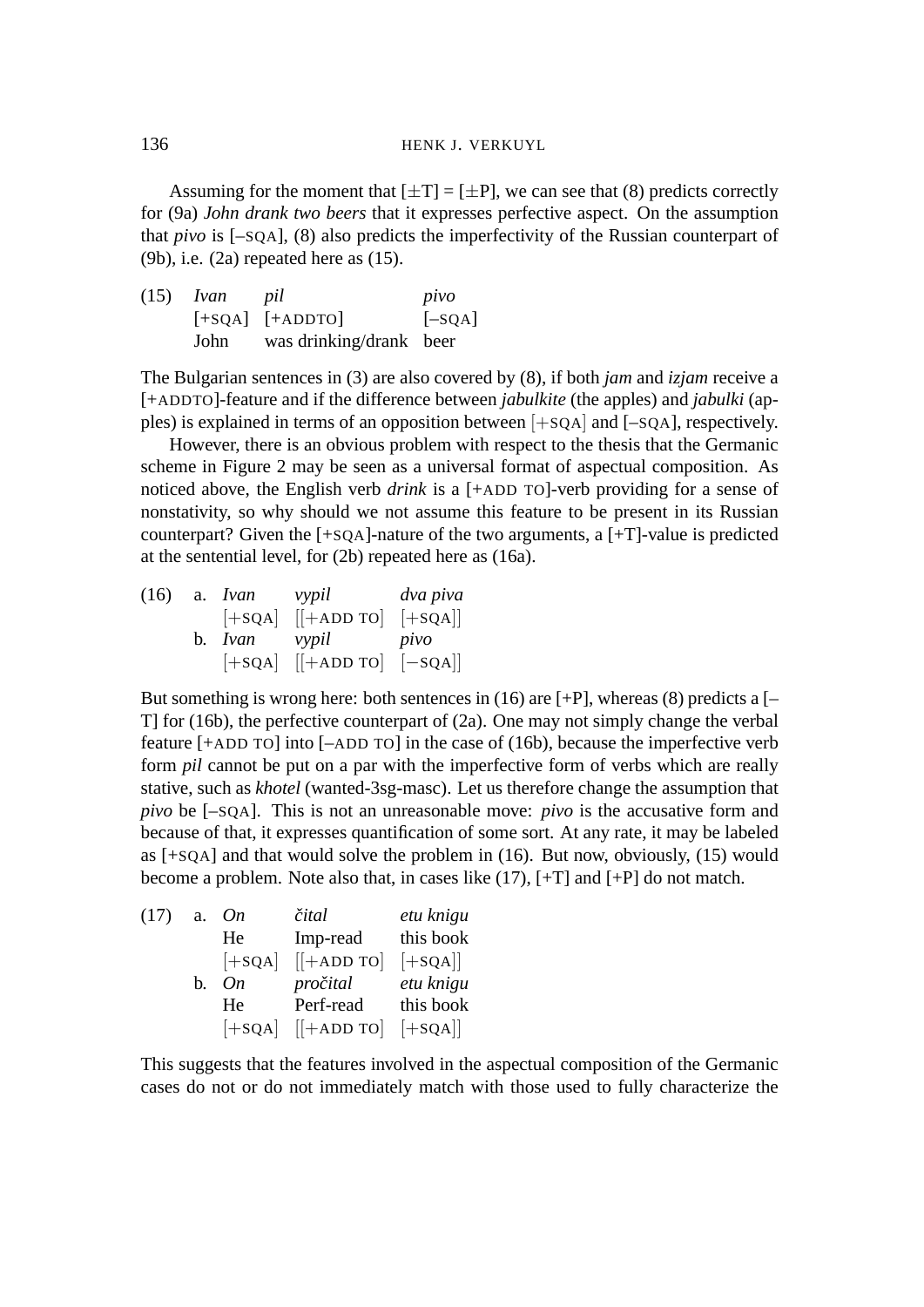Assuming for the moment that [±T] = [±P], we can see that (8) predicts correctly for (9a) *John drank two beers* that it expresses perfective aspect. On the assumption that *pivo* is [–SQA], (8) also predicts the imperfectivity of the Russian counterpart of (9b), i.e. (2a) repeated here as (15).

| (15) | *Ivan* | *pil* | *pivo* |
|---|---|---|---|
| | [+SQA] | [+ADDTO] | [–SQA] |
| | John | was drinking/drank | beer |

The Bulgarian sentences in (3) are also covered by (8), if both *jam* and *izjam* receive a [+ADDTO]-feature and if the difference between *jabulkite* (the apples) and *jabulki* (apples) is explained in terms of an opposition between [+SQA] and [–SQA], respectively.

However, there is an obvious problem with respect to the thesis that the Germanic scheme in Figure 2 may be seen as a universal format of aspectual composition. As noticed above, the English verb *drink* is a [+ADD TO]-verb providing for a sense of nonstativity, so why should we not assume this feature to be present in its Russian counterpart? Given the [+SQA]-nature of the two arguments, a [+T]-value is predicted at the sentential level, for (2b) repeated here as (16a).

| (16) | a. | *Ivan* | *vypil* | *dva piva* |
|---|---|---|---|---|
| | | [+SQA] | [[+ADD TO] | [+SQA]] |
| | b. | *Ivan* | *vypil* | *pivo* |
| | | [+SQA] | [[+ADD TO] | [−SQA]] |

But something is wrong here: both sentences in (16) are [+P], whereas (8) predicts a [–T] for (16b), the perfective counterpart of (2a). One may not simply change the verbal feature [+ADD TO] into [–ADD TO] in the case of (16b), because the imperfective verb form *pil* cannot be put on a par with the imperfective form of verbs which are really stative, such as *khotel* (wanted-3sg-masc). Let us therefore change the assumption that *pivo* be [–SQA]. This is not an unreasonable move: *pivo* is the accusative form and because of that, it expresses quantification of some sort. At any rate, it may be labeled as [+SQA] and that would solve the problem in (16). But now, obviously, (15) would become a problem. Note also that, in cases like (17), [+T] and [+P] do not match.

| (17) | a. | *On* | *čital* | *etu knigu* |
|---|---|---|---|---|
| | | He | Imp-read | this book |
| | | [+SQA] | [[+ADD TO] | [+SQA]] |
| | b. | *On* | *pročital* | *etu knigu* |
| | | He | Perf-read | this book |
| | | [+SQA] | [[+ADD TO] | [+SQA]] |

This suggests that the features involved in the aspectual composition of the Germanic cases do not or do not immediately match with those used to fully characterize the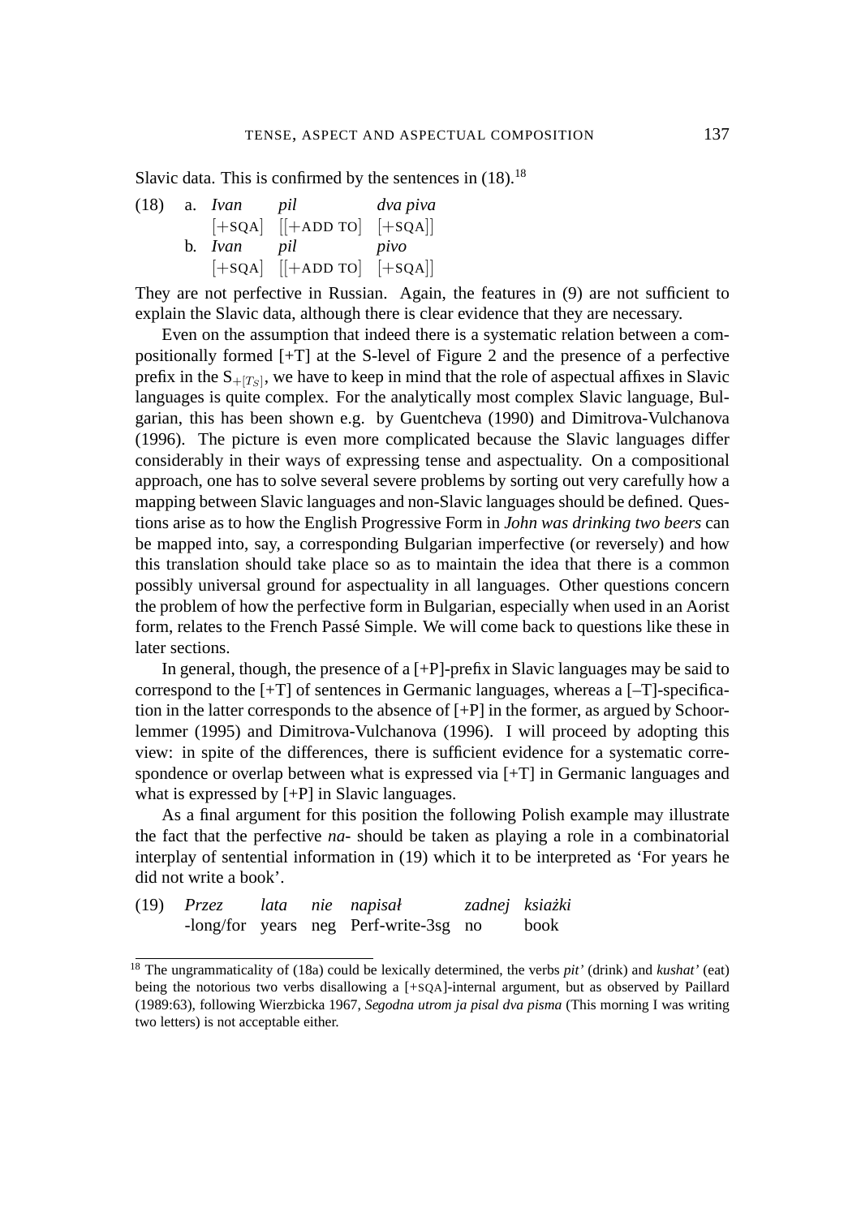Slavic data. This is confirmed by the sentences in (18).[18]

(18) a. *Ivan* *pil* *dva piva*
[+SQA] [[+ADD TO] [+SQA]]

b. *Ivan* *pil* *pivo*
[+SQA] [[+ADD TO] [+SQA]]

They are not perfective in Russian. Again, the features in (9) are not sufficient to explain the Slavic data, although there is clear evidence that they are necessary.

Even on the assumption that indeed there is a systematic relation between a compositionally formed [+T] at the S-level of Figure 2 and the presence of a perfective prefix in the $S_{+[T_S]}$, we have to keep in mind that the role of aspectual affixes in Slavic languages is quite complex. For the analytically most complex Slavic language, Bulgarian, this has been shown e.g. by Guentcheva (1990) and Dimitrova-Vulchanova (1996). The picture is even more complicated because the Slavic languages differ considerably in their ways of expressing tense and aspectuality. On a compositional approach, one has to solve several severe problems by sorting out very carefully how a mapping between Slavic languages and non-Slavic languages should be defined. Questions arise as to how the English Progressive Form in *John was drinking two beers* can be mapped into, say, a corresponding Bulgarian imperfective (or reversely) and how this translation should take place so as to maintain the idea that there is a common possibly universal ground for aspectuality in all languages. Other questions concern the problem of how the perfective form in Bulgarian, especially when used in an Aorist form, relates to the French Passé Simple. We will come back to questions like these in later sections.

In general, though, the presence of a [+P]-prefix in Slavic languages may be said to correspond to the [+T] of sentences in Germanic languages, whereas a [–T]-specification in the latter corresponds to the absence of [+P] in the former, as argued by Schoorlemmer (1995) and Dimitrova-Vulchanova (1996). I will proceed by adopting this view: in spite of the differences, there is sufficient evidence for a systematic correspondence or overlap between what is expressed via [+T] in Germanic languages and what is expressed by [+P] in Slavic languages.

As a final argument for this position the following Polish example may illustrate the fact that the perfective *na-* should be taken as playing a role in a combinatorial interplay of sentential information in (19) which it to be interpreted as 'For years he did not write a book'.

(19) *Przez* *lata* *nie* *napisał* *zadnej* *ksiażki*
-long/for years neg Perf-write-3sg no book

[18] The ungrammaticality of (18a) could be lexically determined, the verbs *pit'* (drink) and *kushat'* (eat) being the notorious two verbs disallowing a [+SQA]-internal argument, but as observed by Paillard (1989:63), following Wierzbicka 1967, *Segodna utrom ja pisal dva pisma* (This morning I was writing two letters) is not acceptable either.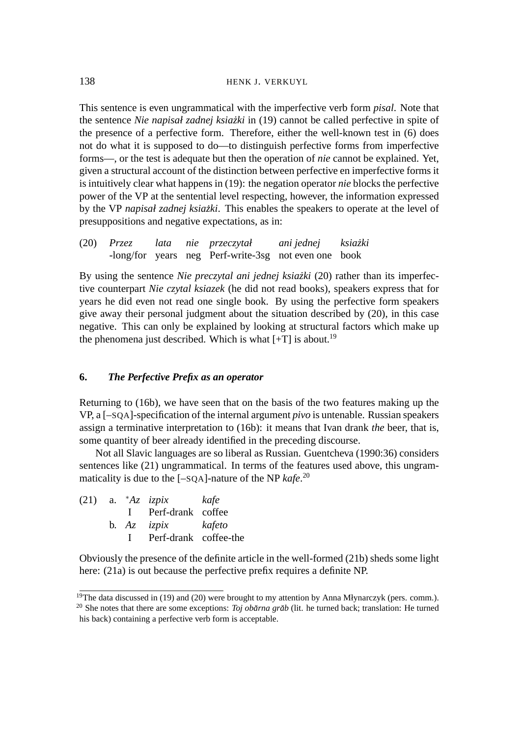This sentence is even ungrammatical with the imperfective verb form *pisal*. Note that the sentence *Nie napisał zadnej ksiażki* in (19) cannot be called perfective in spite of the presence of a perfective form. Therefore, either the well-known test in (6) does not do what it is supposed to do—to distinguish perfective forms from imperfective forms—, or the test is adequate but then the operation of *nie* cannot be explained. Yet, given a structural account of the distinction between perfective en imperfective forms it is intuitively clear what happens in (19): the negation operator *nie* blocks the perfective power of the VP at the sentential level respecting, however, the information expressed by the VP *napisał zadnej ksiażki*. This enables the speakers to operate at the level of presuppositions and negative expectations, as in:

(20) *Przez lata nie przeczytał ani jednej książki*
-long/for years neg Perf-write-3sg not even one book

By using the sentence *Nie preczytal ani jednej ksiażki* (20) rather than its imperfective counterpart *Nie czytal ksiazek* (he did not read books), speakers express that for years he did even not read one single book. By using the perfective form speakers give away their personal judgment about the situation described by (20), in this case negative. This can only be explained by looking at structural factors which make up the phenomena just described. Which is what [+T] is about.[19]

## 6. *The Perfective Prefix as an operator*

Returning to (16b), we have seen that on the basis of the two features making up the VP, a [−SQA]-specification of the internal argument *pivo* is untenable. Russian speakers assign a terminative interpretation to (16b): it means that Ivan drank *the* beer, that is, some quantity of beer already identified in the preceding discourse.

Not all Slavic languages are so liberal as Russian. Guentcheva (1990:36) considers sentences like (21) ungrammatical. In terms of the features used above, this ungrammaticality is due to the [−SQA]-nature of the NP *kafe*.[20]

(21) a. \**Az izpix kafe*
I Perf-drank coffee
b. *Az izpix kafeto*
I Perf-drank coffee-the

Obviously the presence of the definite article in the well-formed (21b) sheds some light here: (21a) is out because the perfective prefix requires a definite NP.

[19] The data discussed in (19) and (20) were brought to my attention by Anna Młynarczyk (pers. comm.).

[20] She notes that there are some exceptions: *Toj obărna grăb* (lit. he turned back; translation: He turned his back) containing a perfective verb form is acceptable.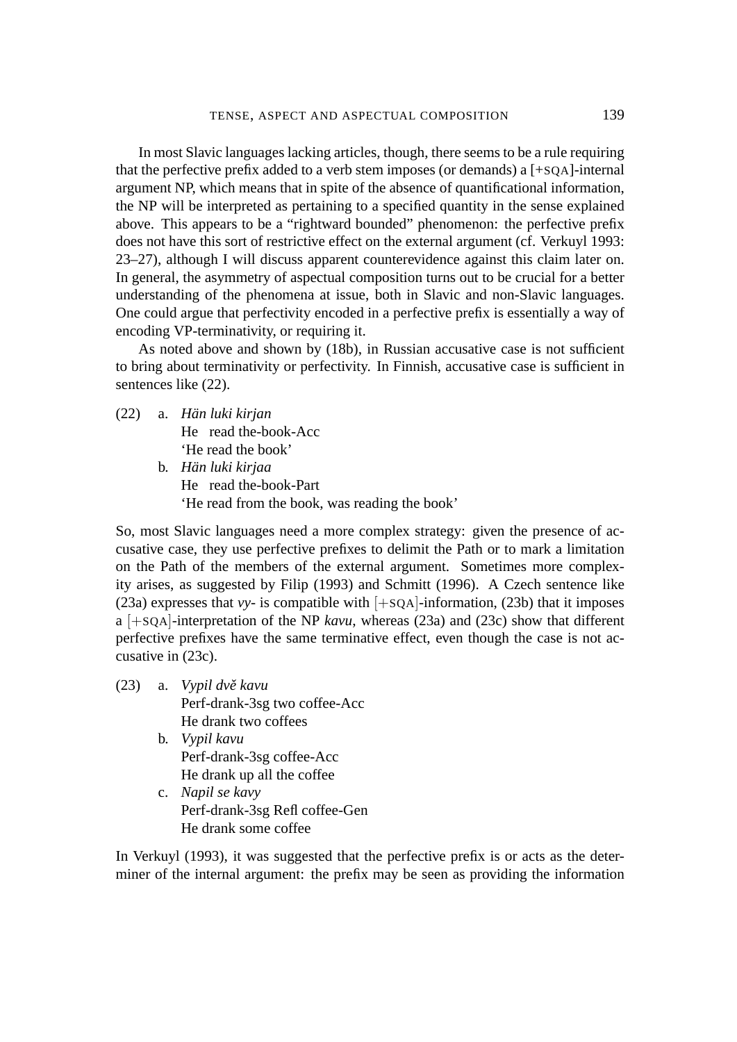In most Slavic languages lacking articles, though, there seems to be a rule requiring that the perfective prefix added to a verb stem imposes (or demands) a [+SQA]-internal argument NP, which means that in spite of the absence of quantificational information, the NP will be interpreted as pertaining to a specified quantity in the sense explained above. This appears to be a "rightward bounded" phenomenon: the perfective prefix does not have this sort of restrictive effect on the external argument (cf. Verkuyl 1993: 23–27), although I will discuss apparent counterevidence against this claim later on. In general, the asymmetry of aspectual composition turns out to be crucial for a better understanding of the phenomena at issue, both in Slavic and non-Slavic languages. One could argue that perfectivity encoded in a perfective prefix is essentially a way of encoding VP-terminativity, or requiring it.

As noted above and shown by (18b), in Russian accusative case is not sufficient to bring about terminativity or perfectivity. In Finnish, accusative case is sufficient in sentences like (22).

(22) a. *Hän luki kirjan*
He read the-book-Acc
'He read the book'

b. *Hän luki kirjaa*
He read the-book-Part
'He read from the book, was reading the book'

So, most Slavic languages need a more complex strategy: given the presence of accusative case, they use perfective prefixes to delimit the Path or to mark a limitation on the Path of the members of the external argument. Sometimes more complexity arises, as suggested by Filip (1993) and Schmitt (1996). A Czech sentence like (23a) expresses that *vy-* is compatible with [+SQA]-information, (23b) that it imposes a [+SQA]-interpretation of the NP *kavu*, whereas (23a) and (23c) show that different perfective prefixes have the same terminative effect, even though the case is not accusative in (23c).

(23) a. *Vypil dvě kavu*
Perf-drank-3sg two coffee-Acc
He drank two coffees

b. *Vypil kavu*
Perf-drank-3sg coffee-Acc
He drank up all the coffee

c. *Napil se kavy*
Perf-drank-3sg Refl coffee-Gen
He drank some coffee

In Verkuyl (1993), it was suggested that the perfective prefix is or acts as the determiner of the internal argument: the prefix may be seen as providing the information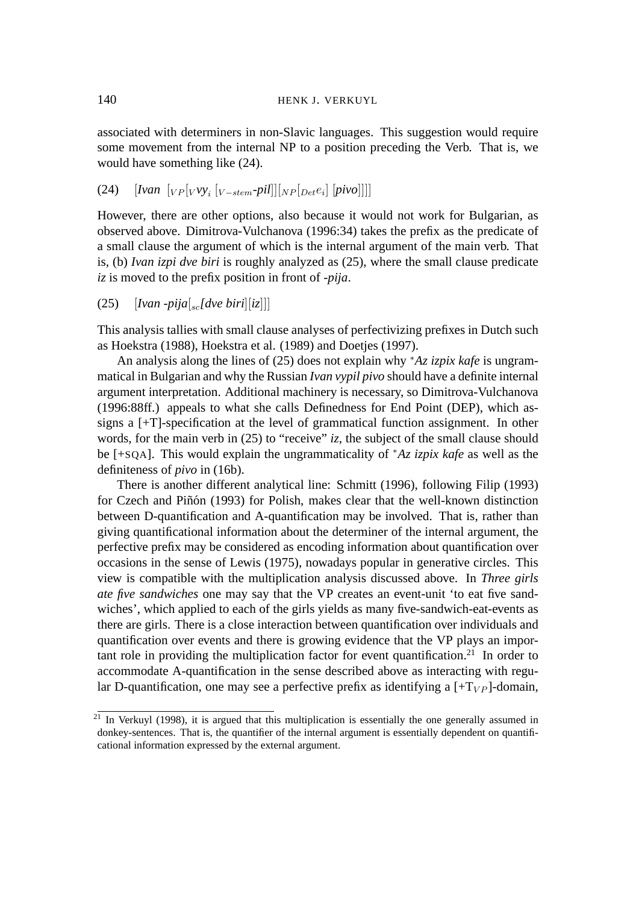associated with determiners in non-Slavic languages. This suggestion would require some movement from the internal NP to a position preceding the Verb. That is, we would have something like (24).

(24) [*Ivan* $[_{VP}[_{V}$*vy*$_{i}$ $[_{V-stem}$*-pil*$]][_{NP}[_{Det}e_{i}]$ [*pivo*]]]]

However, there are other options, also because it would not work for Bulgarian, as observed above. Dimitrova-Vulchanova (1996:34) takes the prefix as the predicate of a small clause the argument of which is the internal argument of the main verb. That is, (b) *Ivan izpi dve biri* is roughly analyzed as (25), where the small clause predicate *iz* is moved to the prefix position in front of *-pija*.

(25) [*Ivan -pija*$[_{sc}$*[dve biri*][*iz*]]]

This analysis tallies with small clause analyses of perfectivizing prefixes in Dutch such as Hoekstra (1988), Hoekstra et al. (1989) and Doetjes (1997).

An analysis along the lines of (25) does not explain why *\*Az izpix kafe* is ungrammatical in Bulgarian and why the Russian *Ivan vypil pivo* should have a definite internal argument interpretation. Additional machinery is necessary, so Dimitrova-Vulchanova (1996:88ff.) appeals to what she calls Definedness for End Point (DEP), which assigns a [+T]-specification at the level of grammatical function assignment. In other words, for the main verb in (25) to "receive" *iz*, the subject of the small clause should be [+SQA]. This would explain the ungrammaticality of *\*Az izpix kafe* as well as the definiteness of *pivo* in (16b).

There is another different analytical line: Schmitt (1996), following Filip (1993) for Czech and Piñón (1993) for Polish, makes clear that the well-known distinction between D-quantification and A-quantification may be involved. That is, rather than giving quantificational information about the determiner of the internal argument, the perfective prefix may be considered as encoding information about quantification over occasions in the sense of Lewis (1975), nowadays popular in generative circles. This view is compatible with the multiplication analysis discussed above. In *Three girls ate five sandwiches* one may say that the VP creates an event-unit 'to eat five sandwiches', which applied to each of the girls yields as many five-sandwich-eat-events as there are girls. There is a close interaction between quantification over individuals and quantification over events and there is growing evidence that the VP plays an important role in providing the multiplication factor for event quantification.[21] In order to accommodate A-quantification in the sense described above as interacting with regular D-quantification, one may see a perfective prefix as identifying a [+$T_{VP}$]-domain,

---

[21] In Verkuyl (1998), it is argued that this multiplication is essentially the one generally assumed in donkey-sentences. That is, the quantifier of the internal argument is essentially dependent on quantificational information expressed by the external argument.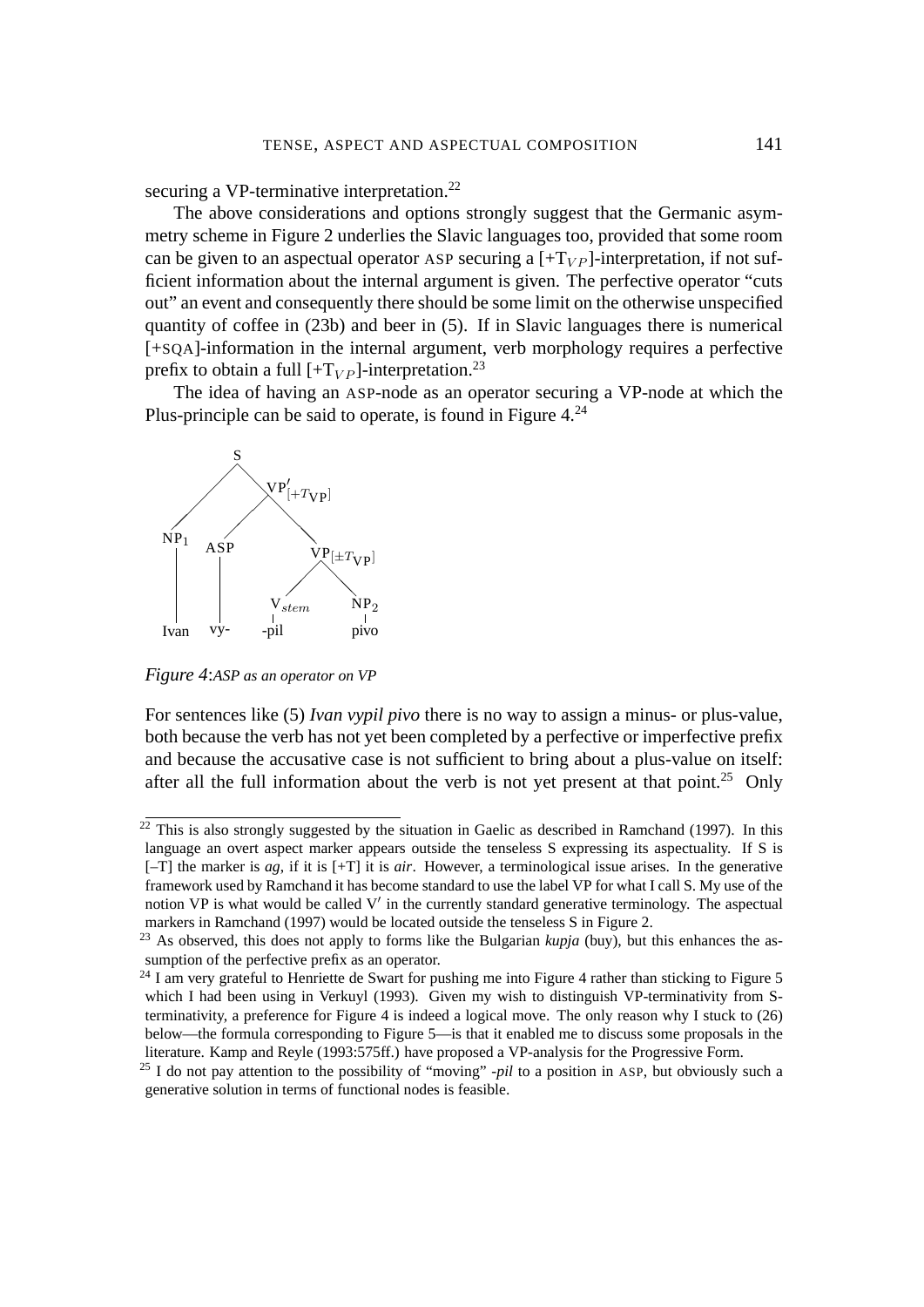securing a VP-terminative interpretation.[22]

The above considerations and options strongly suggest that the Germanic asymmetry scheme in Figure 2 underlies the Slavic languages too, provided that some room can be given to an aspectual operator ASP securing a [+$T_{VP}$]-interpretation, if not sufficient information about the internal argument is given. The perfective operator "cuts out" an event and consequently there should be some limit on the otherwise unspecified quantity of coffee in (23b) and beer in (5). If in Slavic languages there is numerical [+SQA]-information in the internal argument, verb morphology requires a perfective prefix to obtain a full [+$T_{VP}$]-interpretation.[23]

The idea of having an ASP-node as an operator securing a VP-node at which the Plus-principle can be said to operate, is found in Figure 4.[24]

```
                S
              /   \
           NP1     VP'[+T_VP]
            |      /       \
            |    ASP      VP[±T_VP]
            |     |       /      \
            |     |    V_stem    NP2
            |     |      |        |
          Ivan   vy-    -pil     pivo
```

*Figure 4*: *ASP as an operator on VP*

For sentences like (5) *Ivan vypil pivo* there is no way to assign a minus- or plus-value, both because the verb has not yet been completed by a perfective or imperfective prefix and because the accusative case is not sufficient to bring about a plus-value on itself: after all the full information about the verb is not yet present at that point.[25] Only

---

[22] This is also strongly suggested by the situation in Gaelic as described in Ramchand (1997). In this language an overt aspect marker appears outside the tenseless S expressing its aspectuality. If S is [–T] the marker is *ag*, if it is [+T] it is *air*. However, a terminological issue arises. In the generative framework used by Ramchand it has become standard to use the label VP for what I call S. My use of the notion VP is what would be called V′ in the currently standard generative terminology. The aspectual markers in Ramchand (1997) would be located outside the tenseless S in Figure 2.

[23] As observed, this does not apply to forms like the Bulgarian *kupja* (buy), but this enhances the assumption of the perfective prefix as an operator.

[24] I am very grateful to Henriette de Swart for pushing me into Figure 4 rather than sticking to Figure 5 which I had been using in Verkuyl (1993). Given my wish to distinguish VP-terminativity from S-terminativity, a preference for Figure 4 is indeed a logical move. The only reason why I stuck to (26) below—the formula corresponding to Figure 5—is that it enabled me to discuss some proposals in the literature. Kamp and Reyle (1993:575ff.) have proposed a VP-analysis for the Progressive Form.

[25] I do not pay attention to the possibility of "moving" *-pil* to a position in ASP, but obviously such a generative solution in terms of functional nodes is feasible.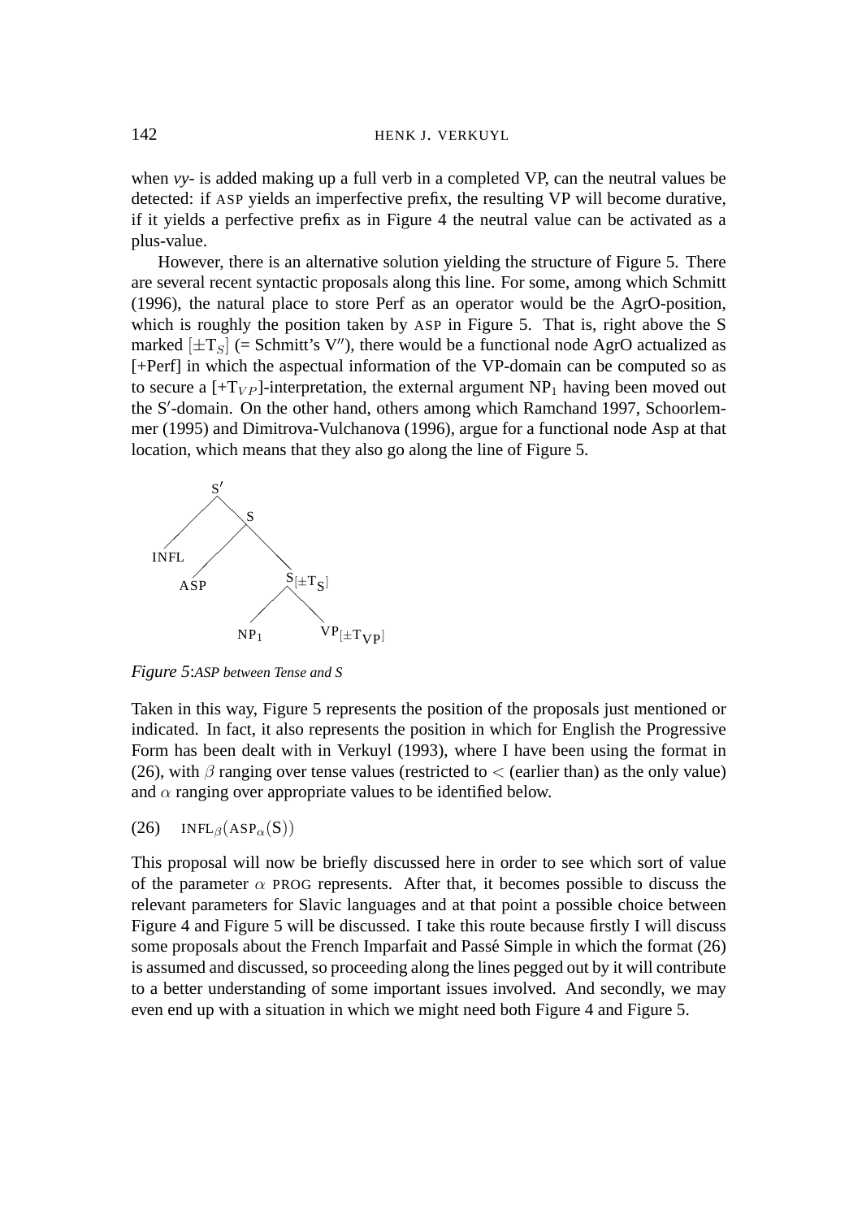when *vy-* is added making up a full verb in a completed VP, can the neutral values be detected: if ASP yields an imperfective prefix, the resulting VP will become durative, if it yields a perfective prefix as in Figure 4 the neutral value can be activated as a plus-value.

However, there is an alternative solution yielding the structure of Figure 5. There are several recent syntactic proposals along this line. For some, among which Schmitt (1996), the natural place to store Perf as an operator would be the AgrO-position, which is roughly the position taken by ASP in Figure 5. That is, right above the S marked $[\pm T_S]$ (= Schmitt's V″), there would be a functional node AgrO actualized as [+Perf] in which the aspectual information of the VP-domain can be computed so as to secure a $[+T_{VP}]$-interpretation, the external argument $NP_1$ having been moved out the S′-domain. On the other hand, others among which Ramchand 1997, Schoorlemmer (1995) and Dimitrova-Vulchanova (1996), argue for a functional node Asp at that location, which means that they also go along the line of Figure 5.

```
        S′
       /  \
      /    S
     /    / \
  INFL   /   \
       ASP   S[±T_S]
             /    \
           NP₁    VP[±T_VP]
```

*Figure 5*: *ASP between Tense and S*

Taken in this way, Figure 5 represents the position of the proposals just mentioned or indicated. In fact, it also represents the position in which for English the Progressive Form has been dealt with in Verkuyl (1993), where I have been using the format in (26), with $\beta$ ranging over tense values (restricted to $<$ (earlier than) as the only value) and $\alpha$ ranging over appropriate values to be identified below.

(26) $\text{INFL}_\beta(\text{ASP}_\alpha(\text{S}))$

This proposal will now be briefly discussed here in order to see which sort of value of the parameter $\alpha$ PROG represents. After that, it becomes possible to discuss the relevant parameters for Slavic languages and at that point a possible choice between Figure 4 and Figure 5 will be discussed. I take this route because firstly I will discuss some proposals about the French Imparfait and Passé Simple in which the format (26) is assumed and discussed, so proceeding along the lines pegged out by it will contribute to a better understanding of some important issues involved. And secondly, we may even end up with a situation in which we might need both Figure 4 and Figure 5.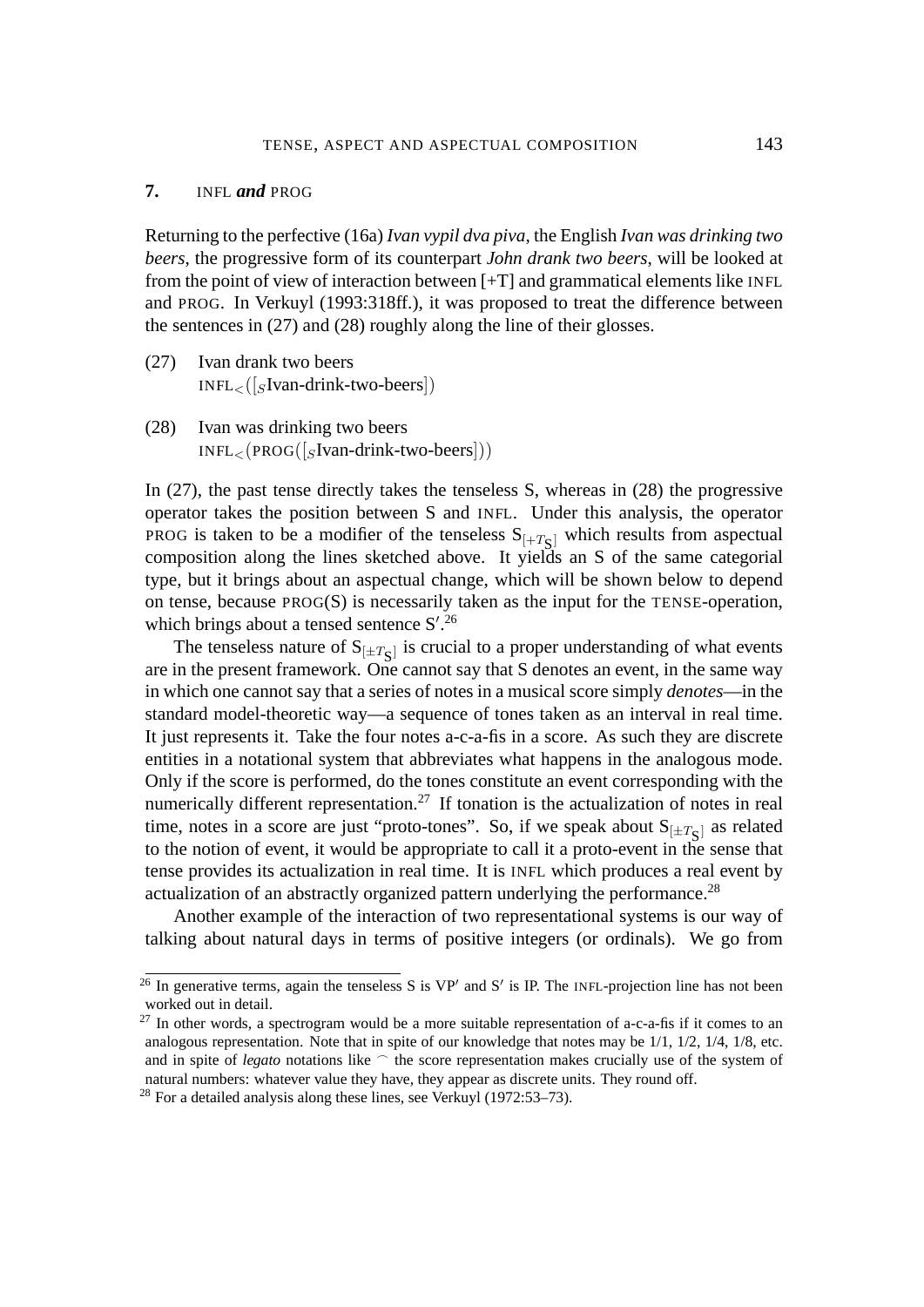## 7. INFL *and* PROG

Returning to the perfective (16a) *Ivan vypil dva piva*, the English *Ivan was drinking two beers*, the progressive form of its counterpart *John drank two beers*, will be looked at from the point of view of interaction between [+T] and grammatical elements like INFL and PROG. In Verkuyl (1993:318ff.), it was proposed to treat the difference between the sentences in (27) and (28) roughly along the line of their glosses.

(27) Ivan drank two beers
$\text{INFL}_<([_S\text{Ivan-drink-two-beers}])$

(28) Ivan was drinking two beers
$\text{INFL}_<(\text{PROG}([_S\text{Ivan-drink-two-beers}]))$

In (27), the past tense directly takes the tenseless S, whereas in (28) the progressive operator takes the position between S and INFL. Under this analysis, the operator PROG is taken to be a modifier of the tenseless $S_{[+T_S]}$ which results from aspectual composition along the lines sketched above. It yields an S of the same categorial type, but it brings about an aspectual change, which will be shown below to depend on tense, because PROG(S) is necessarily taken as the input for the TENSE-operation, which brings about a tensed sentence S′.[26]

The tenseless nature of $S_{[\pm T_S]}$ is crucial to a proper understanding of what events are in the present framework. One cannot say that S denotes an event, in the same way in which one cannot say that a series of notes in a musical score simply *denotes*—in the standard model-theoretic way—a sequence of tones taken as an interval in real time. It just represents it. Take the four notes a-c-a-fis in a score. As such they are discrete entities in a notational system that abbreviates what happens in the analogous mode. Only if the score is performed, do the tones constitute an event corresponding with the numerically different representation.[27] If tonation is the actualization of notes in real time, notes in a score are just "proto-tones". So, if we speak about $S_{[\pm T_S]}$ as related to the notion of event, it would be appropriate to call it a proto-event in the sense that tense provides its actualization in real time. It is INFL which produces a real event by actualization of an abstractly organized pattern underlying the performance.[28]

Another example of the interaction of two representational systems is our way of talking about natural days in terms of positive integers (or ordinals). We go from

---

[26] In generative terms, again the tenseless S is VP′ and S′ is IP. The INFL-projection line has not been worked out in detail.

[27] In other words, a spectrogram would be a more suitable representation of a-c-a-fis if it comes to an analogous representation. Note that in spite of our knowledge that notes may be 1/1, 1/2, 1/4, 1/8, etc. and in spite of *legato* notations like ⌒ the score representation makes crucially use of the system of natural numbers: whatever value they have, they appear as discrete units. They round off.

[28] For a detailed analysis along these lines, see Verkuyl (1972:53–73).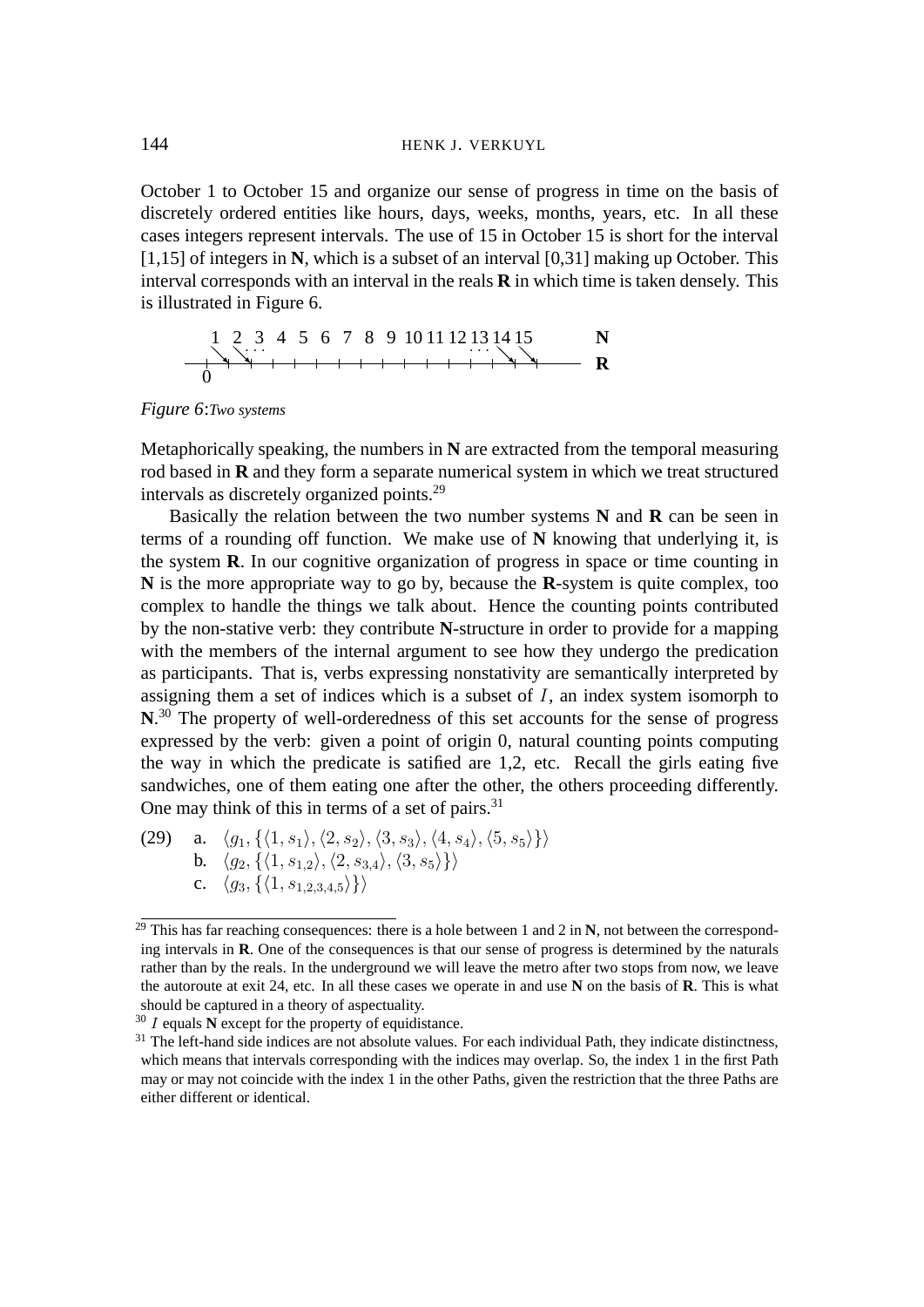October 1 to October 15 and organize our sense of progress in time on the basis of discretely ordered entities like hours, days, weeks, months, years, etc. In all these cases integers represent intervals. The use of 15 in October 15 is short for the interval [1,15] of integers in **N**, which is a subset of an interval [0,31] making up October. This interval corresponds with an interval in the reals **R** in which time is taken densely. This is illustrated in Figure 6.

*Figure 6*:*Two systems*

Metaphorically speaking, the numbers in **N** are extracted from the temporal measuring rod based in **R** and they form a separate numerical system in which we treat structured intervals as discretely organized points.[29]

Basically the relation between the two number systems **N** and **R** can be seen in terms of a rounding off function. We make use of **N** knowing that underlying it, is the system **R**. In our cognitive organization of progress in space or time counting in **N** is the more appropriate way to go by, because the **R**-system is quite complex, too complex to handle the things we talk about. Hence the counting points contributed by the non-stative verb: they contribute **N**-structure in order to provide for a mapping with the members of the internal argument to see how they undergo the predication as participants. That is, verbs expressing nonstativity are semantically interpreted by assigning them a set of indices which is a subset of $I$, an index system isomorph to **N**.[30] The property of well-orderedness of this set accounts for the sense of progress expressed by the verb: given a point of origin 0, natural counting points computing the way in which the predicate is satified are 1,2, etc. Recall the girls eating five sandwiches, one of them eating one after the other, the others proceeding differently. One may think of this in terms of a set of pairs.[31]

(29) a. $\langle g_1, \{\langle 1, s_1\rangle, \langle 2, s_2\rangle, \langle 3, s_3\rangle, \langle 4, s_4\rangle, \langle 5, s_5\rangle\}\rangle$
b. $\langle g_2, \{\langle 1, s_{1,2}\rangle, \langle 2, s_{3,4}\rangle, \langle 3, s_5\rangle\}\rangle$
c. $\langle g_3, \{\langle 1, s_{1,2,3,4,5}\rangle\}\rangle$

---

[29] This has far reaching consequences: there is a hole between 1 and 2 in **N**, not between the corresponding intervals in **R**. One of the consequences is that our sense of progress is determined by the naturals rather than by the reals. In the underground we will leave the metro after two stops from now, we leave the autoroute at exit 24, etc. In all these cases we operate in and use **N** on the basis of **R**. This is what should be captured in a theory of aspectuality.

[30] $I$ equals **N** except for the property of equidistance.

[31] The left-hand side indices are not absolute values. For each individual Path, they indicate distinctness, which means that intervals corresponding with the indices may overlap. So, the index 1 in the first Path may or may not coincide with the index 1 in the other Paths, given the restriction that the three Paths are either different or identical.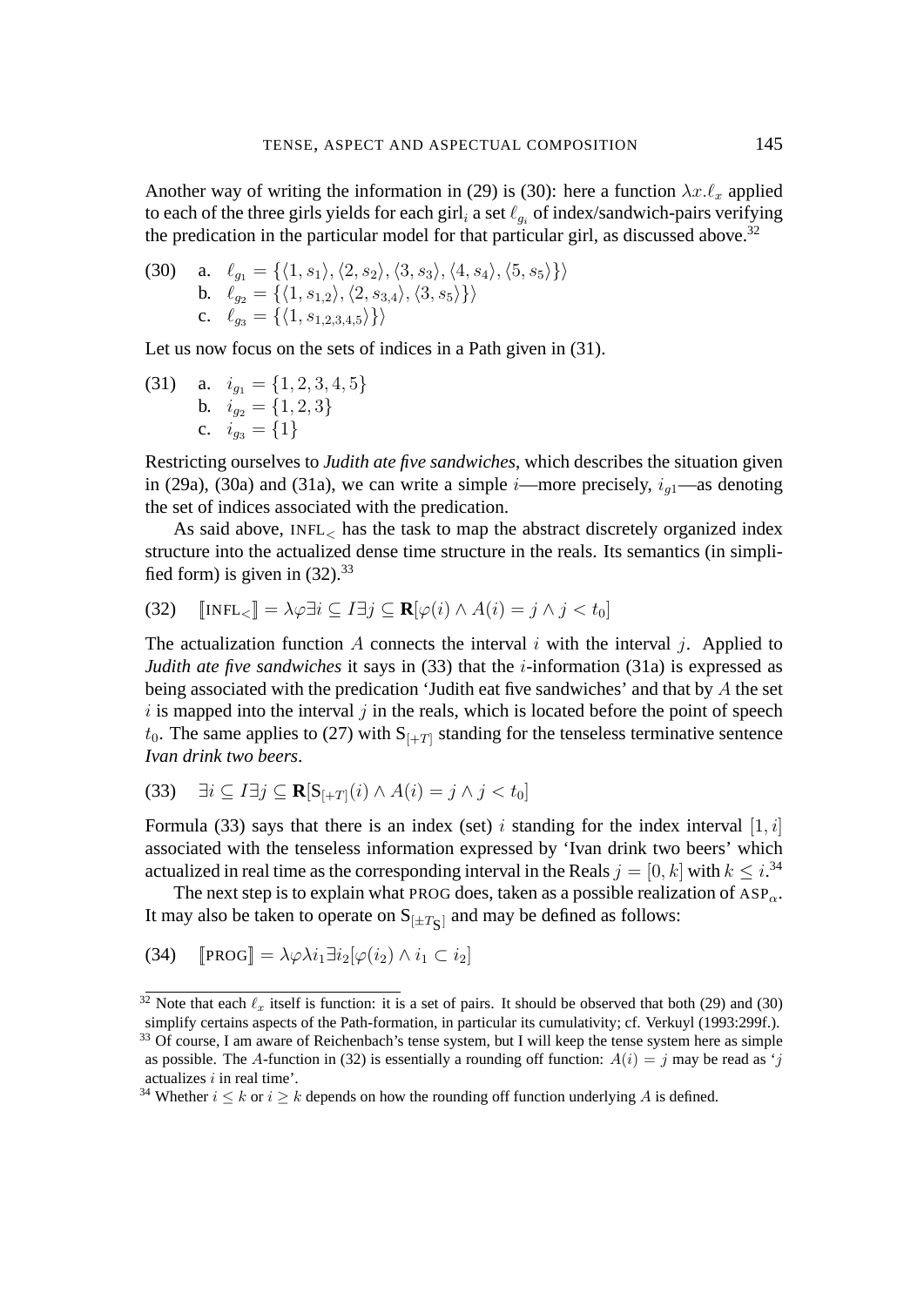Another way of writing the information in (29) is (30): here a function $\lambda x.\ell_x$ applied to each of the three girls yields for each girl$_i$ a set $\ell_{g_i}$ of index/sandwich-pairs verifying the predication in the particular model for that particular girl, as discussed above.[32]

(30) a. $\ell_{g_1} = \{\langle 1, s_1\rangle, \langle 2, s_2\rangle, \langle 3, s_3\rangle, \langle 4, s_4\rangle, \langle 5, s_5\rangle\}\rangle$
b. $\ell_{g_2} = \{\langle 1, s_{1,2}\rangle, \langle 2, s_{3,4}\rangle, \langle 3, s_5\rangle\}\rangle$
c. $\ell_{g_3} = \{\langle 1, s_{1,2,3,4,5}\rangle\}\rangle$

Let us now focus on the sets of indices in a Path given in (31).

(31) a. $i_{g_1} = \{1, 2, 3, 4, 5\}$
b. $i_{g_2} = \{1, 2, 3\}$
c. $i_{g_3} = \{1\}$

Restricting ourselves to *Judith ate five sandwiches*, which describes the situation given in (29a), (30a) and (31a), we can write a simple $i$—more precisely, $i_{g1}$—as denoting the set of indices associated with the predication.

As said above, INFL$_<$ has the task to map the abstract discretely organized index structure into the actualized dense time structure in the reals. Its semantics (in simplified form) is given in (32).[33]

(32) $[\![\text{INFL}_<]\!] = \lambda\varphi\exists i \subseteq I\exists j \subseteq \mathbf{R}[\varphi(i) \wedge A(i) = j \wedge j < t_0]$

The actualization function $A$ connects the interval $i$ with the interval $j$. Applied to *Judith ate five sandwiches* it says in (33) that the $i$-information (31a) is expressed as being associated with the predication 'Judith eat five sandwiches' and that by $A$ the set $i$ is mapped into the interval $j$ in the reals, which is located before the point of speech $t_0$. The same applies to (27) with $\text{S}_{[+T]}$ standing for the tenseless terminative sentence *Ivan drink two beers*.

(33) $\exists i \subseteq I\exists j \subseteq \mathbf{R}[\text{S}_{[+T]}(i) \wedge A(i) = j \wedge j < t_0]$

Formula (33) says that there is an index (set) $i$ standing for the index interval $[1, i]$ associated with the tenseless information expressed by 'Ivan drink two beers' which actualized in real time as the corresponding interval in the Reals $j = [0, k]$ with $k \leq i$.[34]

The next step is to explain what PROG does, taken as a possible realization of ASP$_\alpha$. It may also be taken to operate on $\text{S}_{[\pm T_\text{S}]}$ and may be defined as follows:

(34) $[\![\text{PROG}]\!] = \lambda\varphi\lambda i_1\exists i_2[\varphi(i_2) \wedge i_1 \subset i_2]$

---

[32] Note that each $\ell_x$ itself is function: it is a set of pairs. It should be observed that both (29) and (30) simplify certains aspects of the Path-formation, in particular its cumulativity; cf. Verkuyl (1993:299f.).

[33] Of course, I am aware of Reichenbach's tense system, but I will keep the tense system here as simple as possible. The $A$-function in (32) is essentially a rounding off function: $A(i) = j$ may be read as '$j$ actualizes $i$ in real time'.

[34] Whether $i \leq k$ or $i \geq k$ depends on how the rounding off function underlying $A$ is defined.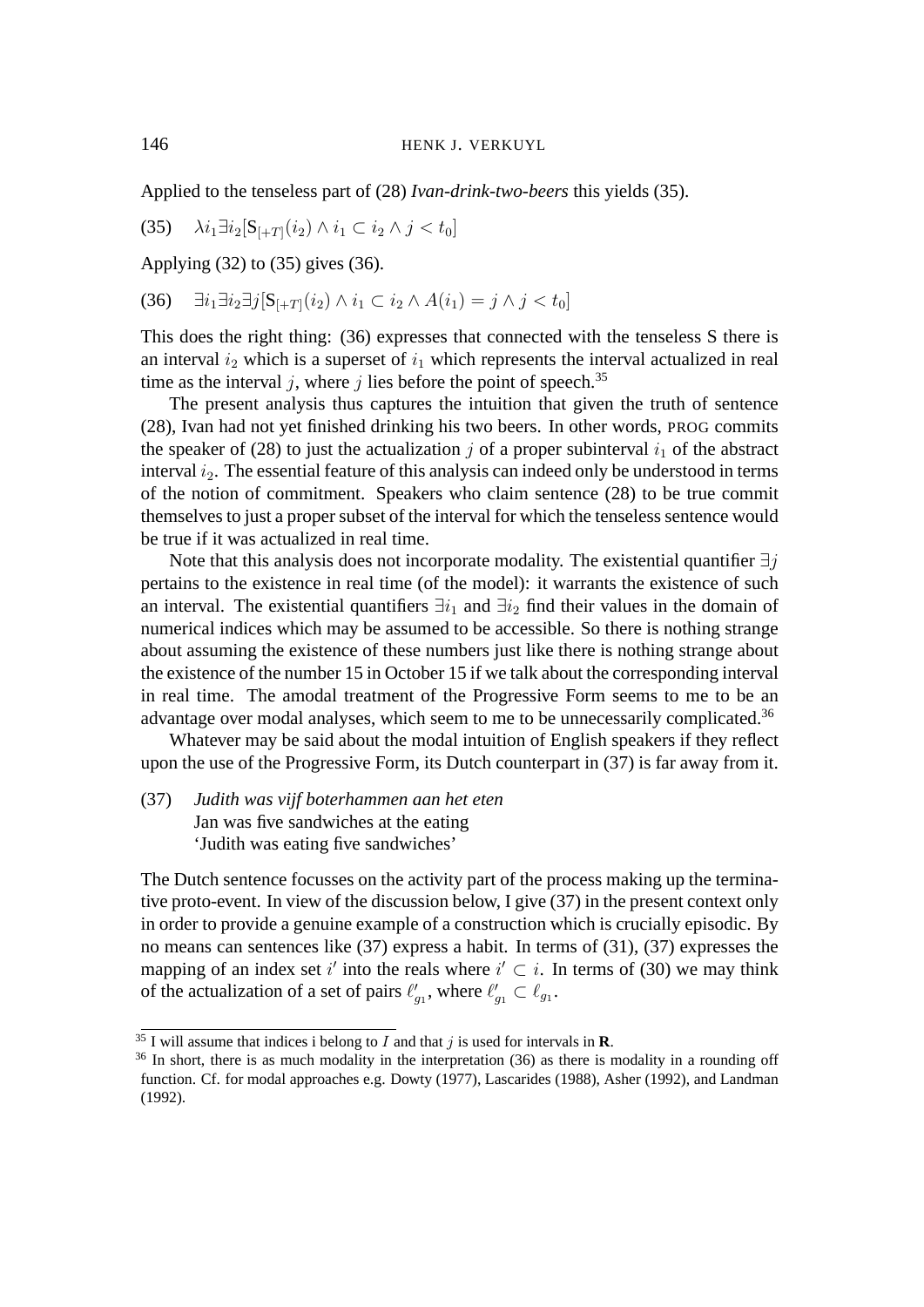Applied to the tenseless part of (28) *Ivan-drink-two-beers* this yields (35).

(35) $\lambda i_1 \exists i_2 [\mathsf{S}_{[+T]}(i_2) \wedge i_1 \subset i_2 \wedge j < t_0]$

Applying (32) to (35) gives (36).

(36) $\exists i_1 \exists i_2 \exists j [\mathsf{S}_{[+T]}(i_2) \wedge i_1 \subset i_2 \wedge A(i_1) = j \wedge j < t_0]$

This does the right thing: (36) expresses that connected with the tenseless S there is an interval $i_2$ which is a superset of $i_1$ which represents the interval actualized in real time as the interval $j$, where $j$ lies before the point of speech.[35]

The present analysis thus captures the intuition that given the truth of sentence (28), Ivan had not yet finished drinking his two beers. In other words, PROG commits the speaker of (28) to just the actualization $j$ of a proper subinterval $i_1$ of the abstract interval $i_2$. The essential feature of this analysis can indeed only be understood in terms of the notion of commitment. Speakers who claim sentence (28) to be true commit themselves to just a proper subset of the interval for which the tenseless sentence would be true if it was actualized in real time.

Note that this analysis does not incorporate modality. The existential quantifier $\exists j$ pertains to the existence in real time (of the model): it warrants the existence of such an interval. The existential quantifiers $\exists i_1$ and $\exists i_2$ find their values in the domain of numerical indices which may be assumed to be accessible. So there is nothing strange about assuming the existence of these numbers just like there is nothing strange about the existence of the number 15 in October 15 if we talk about the corresponding interval in real time. The amodal treatment of the Progressive Form seems to me to be an advantage over modal analyses, which seem to me to be unnecessarily complicated.[36]

Whatever may be said about the modal intuition of English speakers if they reflect upon the use of the Progressive Form, its Dutch counterpart in (37) is far away from it.

(37) *Judith was vijf boterhammen aan het eten*
Jan was five sandwiches at the eating
'Judith was eating five sandwiches'

The Dutch sentence focusses on the activity part of the process making up the terminative proto-event. In view of the discussion below, I give (37) in the present context only in order to provide a genuine example of a construction which is crucially episodic. By no means can sentences like (37) express a habit. In terms of (31), (37) expresses the mapping of an index set $i'$ into the reals where $i' \subset i$. In terms of (30) we may think of the actualization of a set of pairs $\ell'_{g_1}$, where $\ell'_{g_1} \subset \ell_{g_1}$.

---

[35] I will assume that indices i belong to $I$ and that $j$ is used for intervals in **R**.

[36] In short, there is as much modality in the interpretation (36) as there is modality in a rounding off function. Cf. for modal approaches e.g. Dowty (1977), Lascarides (1988), Asher (1992), and Landman (1992).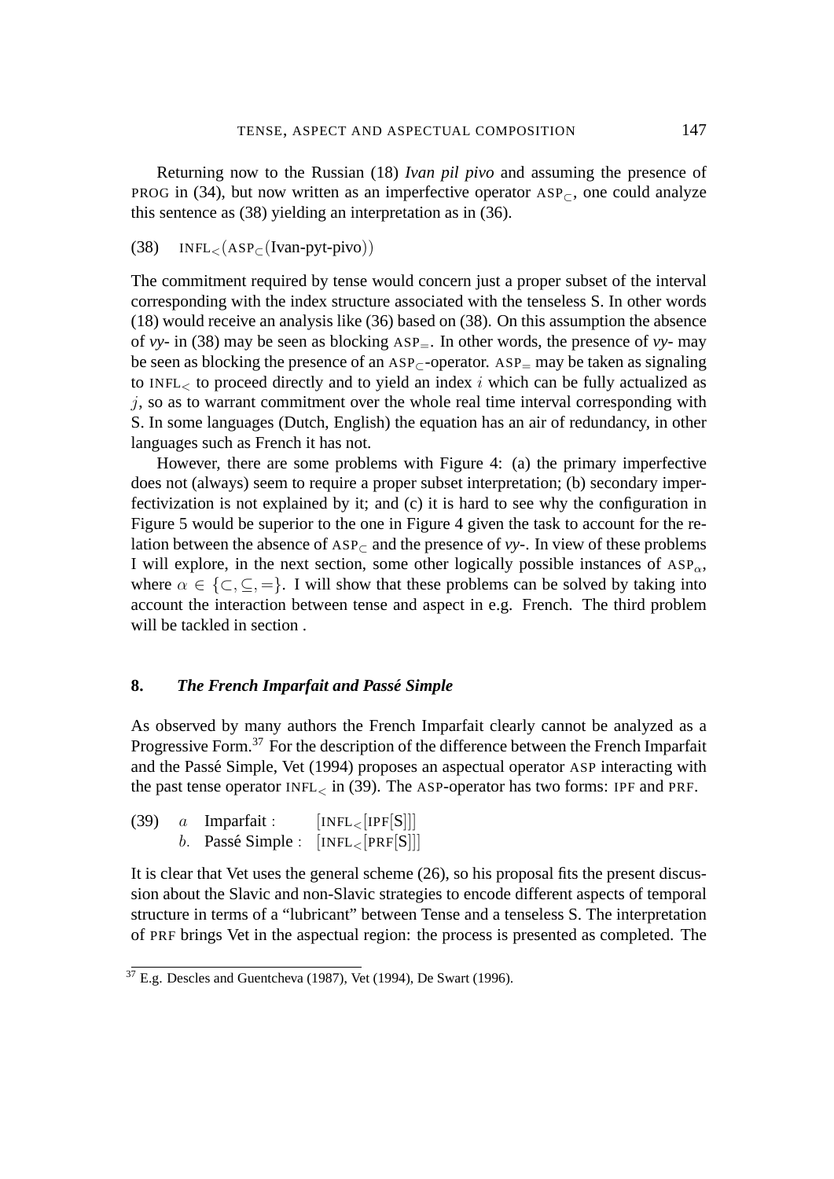Returning now to the Russian (18) *Ivan pil pivo* and assuming the presence of PROG in (34), but now written as an imperfective operator $\text{ASP}_{\subset}$, one could analyze this sentence as (38) yielding an interpretation as in (36).

(38) $\text{INFL}_{<}(\text{ASP}_{\subset}(\text{Ivan-pyt-pivo}))$

The commitment required by tense would concern just a proper subset of the interval corresponding with the index structure associated with the tenseless S. In other words (18) would receive an analysis like (36) based on (38). On this assumption the absence of *vy-* in (38) may be seen as blocking $\text{ASP}_{=}$. In other words, the presence of *vy-* may be seen as blocking the presence of an $\text{ASP}_{\subset}$-operator. $\text{ASP}_{=}$ may be taken as signaling to $\text{INFL}_{<}$ to proceed directly and to yield an index $i$ which can be fully actualized as $j$, so as to warrant commitment over the whole real time interval corresponding with S. In some languages (Dutch, English) the equation has an air of redundancy, in other languages such as French it has not.

However, there are some problems with Figure 4: (a) the primary imperfective does not (always) seem to require a proper subset interpretation; (b) secondary imperfectivization is not explained by it; and (c) it is hard to see why the configuration in Figure 5 would be superior to the one in Figure 4 given the task to account for the relation between the absence of $\text{ASP}_{\subset}$ and the presence of *vy-*. In view of these problems I will explore, in the next section, some other logically possible instances of $\text{ASP}_{\alpha}$, where $\alpha \in \{\subset, \subseteq, =\}$. I will show that these problems can be solved by taking into account the interaction between tense and aspect in e.g. French. The third problem will be tackled in section .

## 8. *The French Imparfait and Passé Simple*

As observed by many authors the French Imparfait clearly cannot be analyzed as a Progressive Form.[37] For the description of the difference between the French Imparfait and the Passé Simple, Vet (1994) proposes an aspectual operator ASP interacting with the past tense operator $\text{INFL}_{<}$ in (39). The ASP-operator has two forms: IPF and PRF.

(39) *a* Imparfait : $[\text{INFL}_{<}[\text{IPF}[\text{S}]]]$
*b*. Passé Simple : $[\text{INFL}_{<}[\text{PRF}[\text{S}]]]$

It is clear that Vet uses the general scheme (26), so his proposal fits the present discussion about the Slavic and non-Slavic strategies to encode different aspects of temporal structure in terms of a "lubricant" between Tense and a tenseless S. The interpretation of PRF brings Vet in the aspectual region: the process is presented as completed. The

[37] E.g. Descles and Guentcheva (1987), Vet (1994), De Swart (1996).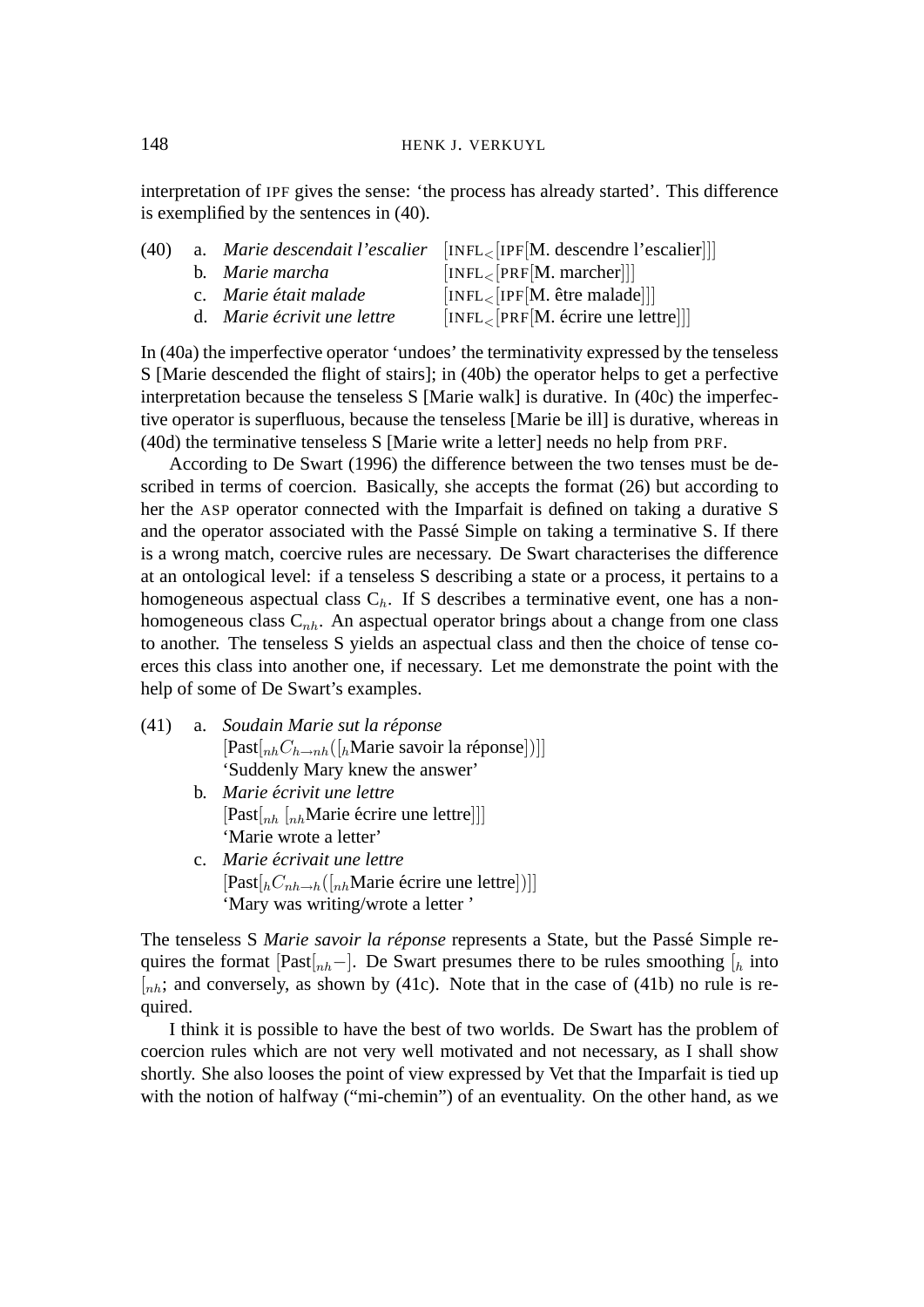interpretation of IPF gives the sense: 'the process has already started'. This difference is exemplified by the sentences in (40).

(40) a. *Marie descendait l'escalier* $[\text{INFL}_{<}[\text{IPF}[\text{M. descendre l'escalier}]]]$
b. *Marie marcha* $[\text{INFL}_{<}[\text{PRF}[\text{M. marcher}]]]$
c. *Marie était malade* $[\text{INFL}_{<}[\text{IPF}[\text{M. être malade}]]]$
d. *Marie écrivit une lettre* $[\text{INFL}_{<}[\text{PRF}[\text{M. écrire une lettre}]]]$

In (40a) the imperfective operator 'undoes' the terminativity expressed by the tenseless S [Marie descended the flight of stairs]; in (40b) the operator helps to get a perfective interpretation because the tenseless S [Marie walk] is durative. In (40c) the imperfective operator is superfluous, because the tenseless [Marie be ill] is durative, whereas in (40d) the terminative tenseless S [Marie write a letter] needs no help from PRF.

According to De Swart (1996) the difference between the two tenses must be described in terms of coercion. Basically, she accepts the format (26) but according to her the ASP operator connected with the Imparfait is defined on taking a durative S and the operator associated with the Passé Simple on taking a terminative S. If there is a wrong match, coercive rules are necessary. De Swart characterises the difference at an ontological level: if a tenseless S describing a state or a process, it pertains to a homogeneous aspectual class $C_h$. If S describes a terminative event, one has a non-homogeneous class $C_{nh}$. An aspectual operator brings about a change from one class to another. The tenseless S yields an aspectual class and then the choice of tense coerces this class into another one, if necessary. Let me demonstrate the point with the help of some of De Swart's examples.

(41) a. *Soudain Marie sut la réponse*
$[\text{Past}[_{nh}C_{h\rightarrow nh}([_{h}\text{Marie savoir la réponse}])]]$
'Suddenly Mary knew the answer'
b. *Marie écrivit une lettre*
$[\text{Past}[_{nh}\ [_{nh}\text{Marie écrire une lettre}]]]$
'Marie wrote a letter'
c. *Marie écrivait une lettre*
$[\text{Past}[_{h}C_{nh\rightarrow h}([_{nh}\text{Marie écrire une lettre}])]]$
'Mary was writing/wrote a letter '

The tenseless S *Marie savoir la réponse* represents a State, but the Passé Simple requires the format $[\text{Past}[_{nh}-]$. De Swart presumes there to be rules smoothing $[_{h}$ into $[_{nh}$; and conversely, as shown by (41c). Note that in the case of (41b) no rule is required.

I think it is possible to have the best of two worlds. De Swart has the problem of coercion rules which are not very well motivated and not necessary, as I shall show shortly. She also looses the point of view expressed by Vet that the Imparfait is tied up with the notion of halfway ("mi-chemin") of an eventuality. On the other hand, as we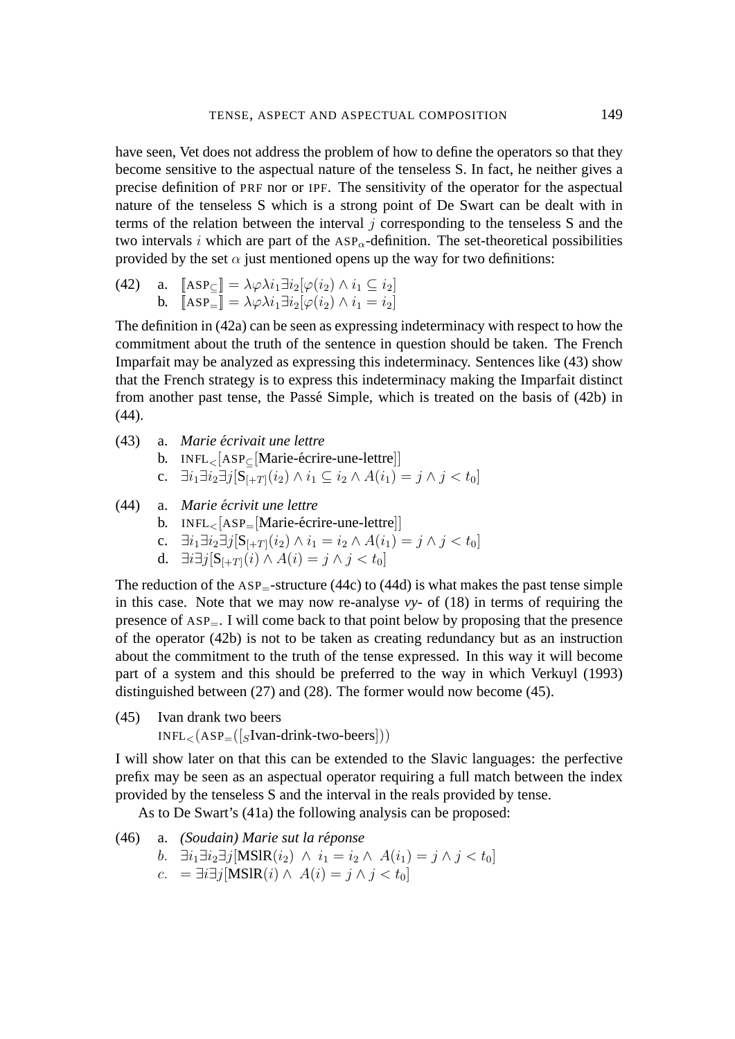have seen, Vet does not address the problem of how to define the operators so that they become sensitive to the aspectual nature of the tenseless S. In fact, he neither gives a precise definition of PRF nor or IPF. The sensitivity of the operator for the aspectual nature of the tenseless S which is a strong point of De Swart can be dealt with in terms of the relation between the interval $j$ corresponding to the tenseless S and the two intervals $i$ which are part of the $\text{ASP}_\alpha$-definition. The set-theoretical possibilities provided by the set $\alpha$ just mentioned opens up the way for two definitions:

(42) a. $[\![\text{ASP}_\subseteq]\!] = \lambda\varphi\lambda i_1 \exists i_2[\varphi(i_2) \wedge i_1 \subseteq i_2]$
 b. $[\![\text{ASP}_=]\!] = \lambda\varphi\lambda i_1 \exists i_2[\varphi(i_2) \wedge i_1 = i_2]$

The definition in (42a) can be seen as expressing indeterminacy with respect to how the commitment about the truth of the sentence in question should be taken. The French Imparfait may be analyzed as expressing this indeterminacy. Sentences like (43) show that the French strategy is to express this indeterminacy making the Imparfait distinct from another past tense, the Passé Simple, which is treated on the basis of (42b) in (44).

(43) a. *Marie écrivait une lettre*
 b. $\text{INFL}_<[\text{ASP}_\subseteq[\text{Marie-écrire-une-lettre}]]$
 c. $\exists i_1 \exists i_2 \exists j[\text{S}_{[+T]}(i_2) \wedge i_1 \subseteq i_2 \wedge A(i_1) = j \wedge j < t_0]$

(44) a. *Marie écrivit une lettre*
 b. $\text{INFL}_<[\text{ASP}_=[\text{Marie-écrire-une-lettre}]]$
 c. $\exists i_1 \exists i_2 \exists j[\text{S}_{[+T]}(i_2) \wedge i_1 = i_2 \wedge A(i_1) = j \wedge j < t_0]$
 d. $\exists i \exists j[\text{S}_{[+T]}(i) \wedge A(i) = j \wedge j < t_0]$

The reduction of the $\text{ASP}_=$-structure (44c) to (44d) is what makes the past tense simple in this case. Note that we may now re-analyse *vy-* of (18) in terms of requiring the presence of $\text{ASP}_=$. I will come back to that point below by proposing that the presence of the operator (42b) is not to be taken as creating redundancy but as an instruction about the commitment to the truth of the tense expressed. In this way it will become part of a system and this should be preferred to the way in which Verkuyl (1993) distinguished between (27) and (28). The former would now become (45).

(45) Ivan drank two beers
 $\text{INFL}_<(\text{ASP}_=([_S\text{Ivan-drink-two-beers}]))$

I will show later on that this can be extended to the Slavic languages: the perfective prefix may be seen as an aspectual operator requiring a full match between the index provided by the tenseless S and the interval in the reals provided by tense.

As to De Swart's (41a) the following analysis can be proposed:

(46) a. *(Soudain) Marie sut la réponse*
 b. $\exists i_1 \exists i_2 \exists j[\text{MSlR}(i_2) \wedge i_1 = i_2 \wedge A(i_1) = j \wedge j < t_0]$
 c. $= \exists i \exists j[\text{MSlR}(i) \wedge A(i) = j \wedge j < t_0]$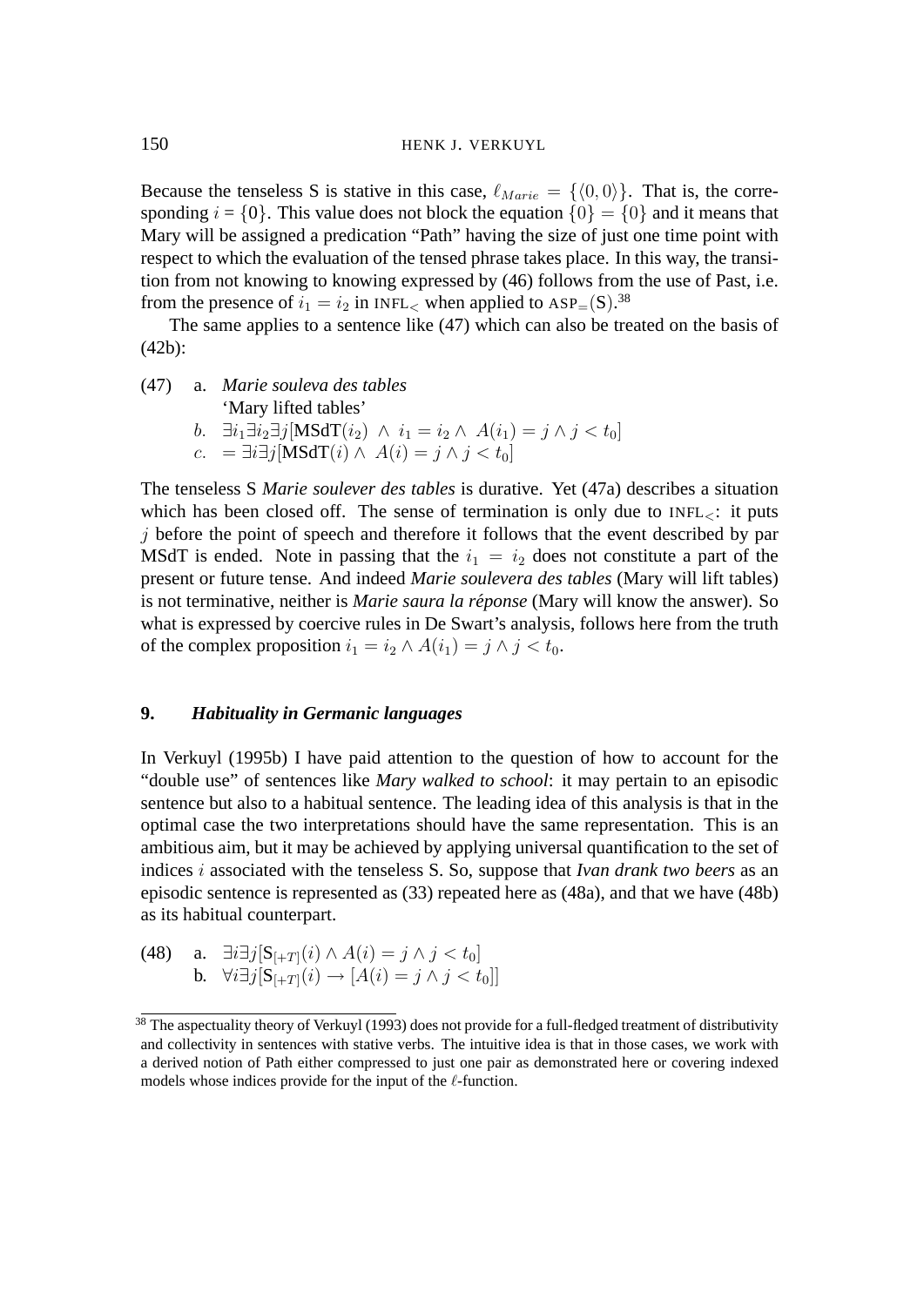Because the tenseless S is stative in this case, $\ell_{Marie} = \{\langle 0, 0\rangle\}$. That is, the corresponding $i = \{0\}$. This value does not block the equation $\{0\} = \{0\}$ and it means that Mary will be assigned a predication "Path" having the size of just one time point with respect to which the evaluation of the tensed phrase takes place. In this way, the transition from not knowing to knowing expressed by (46) follows from the use of Past, i.e. from the presence of $i_1 = i_2$ in $\text{INFL}_<$ when applied to $\text{ASP}_=(\text{S})$.[38]

The same applies to a sentence like (47) which can also be treated on the basis of (42b):

(47) a. *Marie souleva des tables*
'Mary lifted tables'
b. $\exists i_1 \exists i_2 \exists j[\text{MSdT}(i_2) \wedge i_1 = i_2 \wedge A(i_1) = j \wedge j < t_0]$
c. $= \exists i \exists j[\text{MSdT}(i) \wedge A(i) = j \wedge j < t_0]$

The tenseless S *Marie soulever des tables* is durative. Yet (47a) describes a situation which has been closed off. The sense of termination is only due to $\text{INFL}_<$: it puts $j$ before the point of speech and therefore it follows that the event described by par MSdT is ended. Note in passing that the $i_1 = i_2$ does not constitute a part of the present or future tense. And indeed *Marie soulevera des tables* (Mary will lift tables) is not terminative, neither is *Marie saura la réponse* (Mary will know the answer). So what is expressed by coercive rules in De Swart's analysis, follows here from the truth of the complex proposition $i_1 = i_2 \wedge A(i_1) = j \wedge j < t_0$.

## 9. *Habituality in Germanic languages*

In Verkuyl (1995b) I have paid attention to the question of how to account for the "double use" of sentences like *Mary walked to school*: it may pertain to an episodic sentence but also to a habitual sentence. The leading idea of this analysis is that in the optimal case the two interpretations should have the same representation. This is an ambitious aim, but it may be achieved by applying universal quantification to the set of indices $i$ associated with the tenseless S. So, suppose that *Ivan drank two beers* as an episodic sentence is represented as (33) repeated here as (48a), and that we have (48b) as its habitual counterpart.

(48) a. $\exists i \exists j[\text{S}_{[+T]}(i) \wedge A(i) = j \wedge j < t_0]$
b. $\forall i \exists j[\text{S}_{[+T]}(i) \rightarrow [A(i) = j \wedge j < t_0]]$

[38] The aspectuality theory of Verkuyl (1993) does not provide for a full-fledged treatment of distributivity and collectivity in sentences with stative verbs. The intuitive idea is that in those cases, we work with a derived notion of Path either compressed to just one pair as demonstrated here or covering indexed models whose indices provide for the input of the $\ell$-function.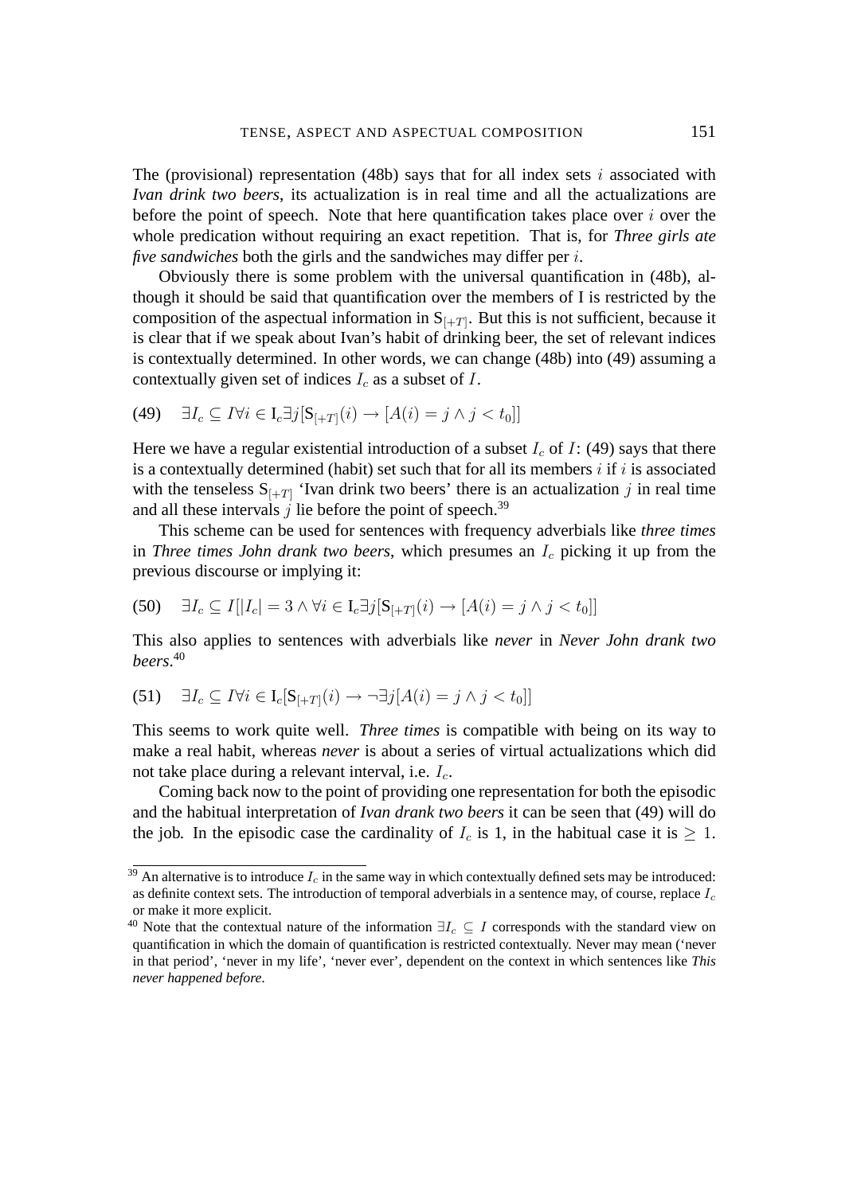The (provisional) representation (48b) says that for all index sets $i$ associated with *Ivan drink two beers*, its actualization is in real time and all the actualizations are before the point of speech. Note that here quantification takes place over $i$ over the whole predication without requiring an exact repetition. That is, for *Three girls ate five sandwiches* both the girls and the sandwiches may differ per $i$.

Obviously there is some problem with the universal quantification in (48b), although it should be said that quantification over the members of I is restricted by the composition of the aspectual information in $\mathrm{S}_{[+T]}$. But this is not sufficient, because it is clear that if we speak about Ivan's habit of drinking beer, the set of relevant indices is contextually determined. In other words, we can change (48b) into (49) assuming a contextually given set of indices $I_c$ as a subset of $I$.

(49) $\exists I_c \subseteq I \forall i \in \mathrm{I}_c \exists j [\mathrm{S}_{[+T]}(i) \rightarrow [A(i) = j \wedge j < t_0]]$

Here we have a regular existential introduction of a subset $I_c$ of $I$: (49) says that there is a contextually determined (habit) set such that for all its members $i$ if $i$ is associated with the tenseless $\mathrm{S}_{[+T]}$ 'Ivan drink two beers' there is an actualization $j$ in real time and all these intervals $j$ lie before the point of speech.[39]

This scheme can be used for sentences with frequency adverbials like *three times* in *Three times John drank two beers*, which presumes an $I_c$ picking it up from the previous discourse or implying it:

(50) $\exists I_c \subseteq I [|I_c| = 3 \wedge \forall i \in \mathrm{I}_c \exists j [\mathrm{S}_{[+T]}(i) \rightarrow [A(i) = j \wedge j < t_0]]$

This also applies to sentences with adverbials like *never* in *Never John drank two beers*.[40]

(51) $\exists I_c \subseteq I \forall i \in \mathrm{I}_c [\mathrm{S}_{[+T]}(i) \rightarrow \neg \exists j [A(i) = j \wedge j < t_0]]$

This seems to work quite well. *Three times* is compatible with being on its way to make a real habit, whereas *never* is about a series of virtual actualizations which did not take place during a relevant interval, i.e. $I_c$.

Coming back now to the point of providing one representation for both the episodic and the habitual interpretation of *Ivan drank two beers* it can be seen that (49) will do the job. In the episodic case the cardinality of $I_c$ is 1, in the habitual case it is $\geq 1$.

[39] An alternative is to introduce $I_c$ in the same way in which contextually defined sets may be introduced: as definite context sets. The introduction of temporal adverbials in a sentence may, of course, replace $I_c$ or make it more explicit.

[40] Note that the contextual nature of the information $\exists I_c \subseteq I$ corresponds with the standard view on quantification in which the domain of quantification is restricted contextually. Never may mean ('never in that period', 'never in my life', 'never ever', dependent on the context in which sentences like *This never happened before*.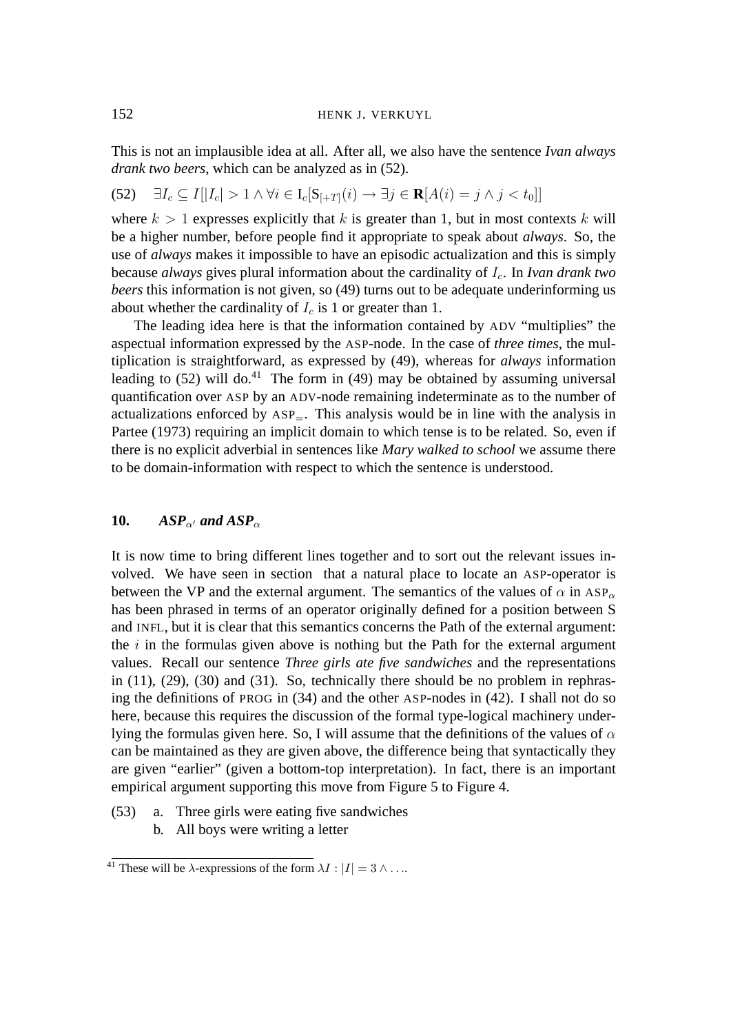This is not an implausible idea at all. After all, we also have the sentence *Ivan always drank two beers*, which can be analyzed as in (52).

(52) $\exists I_c \subseteq I[|I_c| > 1 \wedge \forall i \in \mathrm{I}_c[\mathbf{S}_{[+T]}(i) \rightarrow \exists j \in \mathbf{R}[A(i) = j \wedge j < t_0]]$

where $k > 1$ expresses explicitly that $k$ is greater than 1, but in most contexts $k$ will be a higher number, before people find it appropriate to speak about *always*. So, the use of *always* makes it impossible to have an episodic actualization and this is simply because *always* gives plural information about the cardinality of $I_c$. In *Ivan drank two beers* this information is not given, so (49) turns out to be adequate underinforming us about whether the cardinality of $I_c$ is 1 or greater than 1.

The leading idea here is that the information contained by ADV "multiplies" the aspectual information expressed by the ASP-node. In the case of *three times*, the multiplication is straightforward, as expressed by (49), whereas for *always* information leading to (52) will do.[41] The form in (49) may be obtained by assuming universal quantification over ASP by an ADV-node remaining indeterminate as to the number of actualizations enforced by $\mathrm{ASP}_=$. This analysis would be in line with the analysis in Partee (1973) requiring an implicit domain to which tense is to be related. So, even if there is no explicit adverbial in sentences like *Mary walked to school* we assume there to be domain-information with respect to which the sentence is understood.

## 10. *ASP*$_{\alpha'}$ *and ASP*$_\alpha$

It is now time to bring different lines together and to sort out the relevant issues involved. We have seen in section  that a natural place to locate an ASP-operator is between the VP and the external argument. The semantics of the values of $\alpha$ in $\mathrm{ASP}_\alpha$ has been phrased in terms of an operator originally defined for a position between S and INFL, but it is clear that this semantics concerns the Path of the external argument: the $i$ in the formulas given above is nothing but the Path for the external argument values. Recall our sentence *Three girls ate five sandwiches* and the representations in (11), (29), (30) and (31). So, technically there should be no problem in rephrasing the definitions of PROG in (34) and the other ASP-nodes in (42). I shall not do so here, because this requires the discussion of the formal type-logical machinery underlying the formulas given here. So, I will assume that the definitions of the values of $\alpha$ can be maintained as they are given above, the difference being that syntactically they are given "earlier" (given a bottom-top interpretation). In fact, there is an important empirical argument supporting this move from Figure 5 to Figure 4.

(53) a. Three girls were eating five sandwiches
b. All boys were writing a letter

[41] These will be $\lambda$-expressions of the form $\lambda I : |I| = 3 \wedge \ldots$.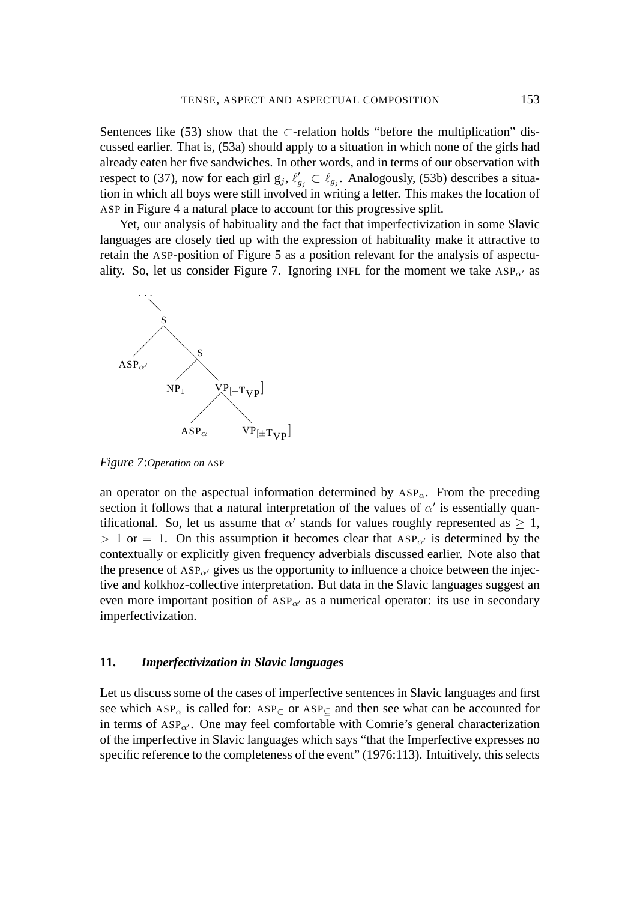Sentences like (53) show that the $\subset$-relation holds "before the multiplication" discussed earlier. That is, (53a) should apply to a situation in which none of the girls had already eaten her five sandwiches. In other words, and in terms of our observation with respect to (37), now for each girl $g_j$, $\ell'_{g_j} \subset \ell_{g_j}$. Analogously, (53b) describes a situation in which all boys were still involved in writing a letter. This makes the location of ASP in Figure 4 a natural place to account for this progressive split.

Yet, our analysis of habituality and the fact that imperfectivization in some Slavic languages are closely tied up with the expression of habituality make it attractive to retain the ASP-position of Figure 5 as a position relevant for the analysis of aspectuality. So, let us consider Figure 7. Ignoring INFL for the moment we take $\text{ASP}_{\alpha'}$ as

```
      ...
        \
         S
        / \
ASP_α'     S
          / \
       NP_1  VP[+T_VP]
             /    \
        ASP_α    VP[±T_VP]
```

*Figure 7*: *Operation on* ASP

an operator on the aspectual information determined by $\text{ASP}_{\alpha}$. From the preceding section it follows that a natural interpretation of the values of $\alpha'$ is essentially quantificational. So, let us assume that $\alpha'$ stands for values roughly represented as $\geq 1$, $> 1$ or $= 1$. On this assumption it becomes clear that $\text{ASP}_{\alpha'}$ is determined by the contextually or explicitly given frequency adverbials discussed earlier. Note also that the presence of $\text{ASP}_{\alpha'}$ gives us the opportunity to influence a choice between the injective and kolkhoz-collective interpretation. But data in the Slavic languages suggest an even more important position of $\text{ASP}_{\alpha'}$ as a numerical operator: its use in secondary imperfectivization.

## 11. *Imperfectivization in Slavic languages*

Let us discuss some of the cases of imperfective sentences in Slavic languages and first see which $\text{ASP}_{\alpha}$ is called for: $\text{ASP}_{\subset}$ or $\text{ASP}_{\subseteq}$ and then see what can be accounted for in terms of $\text{ASP}_{\alpha'}$. One may feel comfortable with Comrie's general characterization of the imperfective in Slavic languages which says "that the Imperfective expresses no specific reference to the completeness of the event" (1976:113). Intuitively, this selects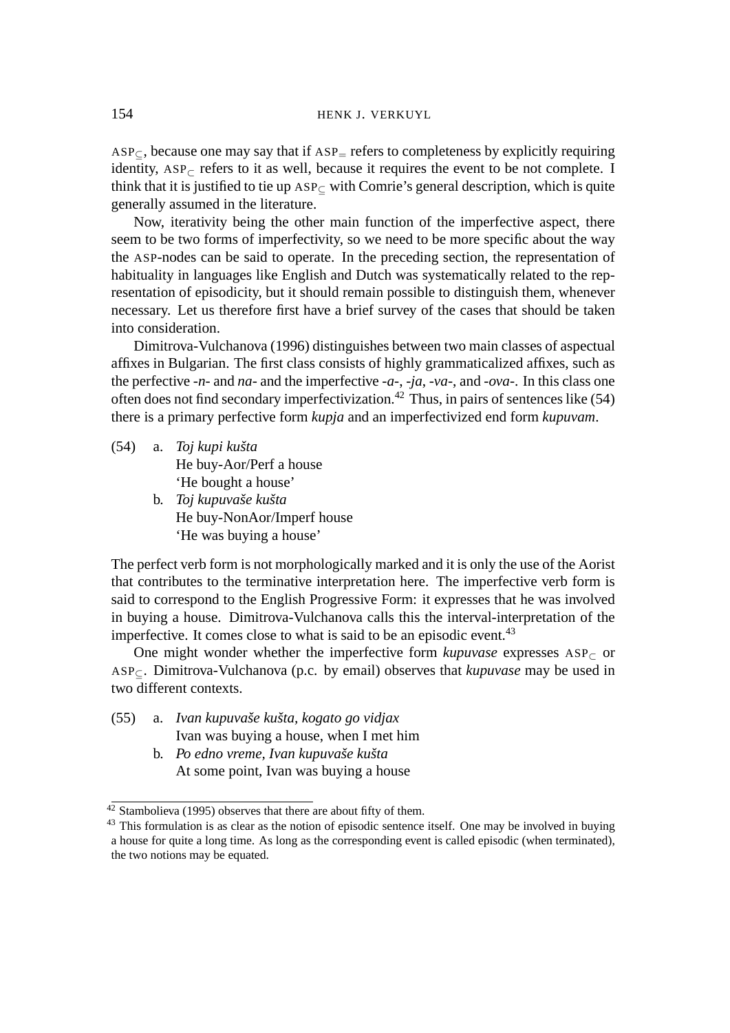ASP$_{\subseteq}$, because one may say that if ASP$_{=}$ refers to completeness by explicitly requiring identity, ASP$_{\subset}$ refers to it as well, because it requires the event to be not complete. I think that it is justified to tie up ASP$_{\subseteq}$ with Comrie's general description, which is quite generally assumed in the literature.

Now, iterativity being the other main function of the imperfective aspect, there seem to be two forms of imperfectivity, so we need to be more specific about the way the ASP-nodes can be said to operate. In the preceding section, the representation of habituality in languages like English and Dutch was systematically related to the representation of episodicity, but it should remain possible to distinguish them, whenever necessary. Let us therefore first have a brief survey of the cases that should be taken into consideration.

Dimitrova-Vulchanova (1996) distinguishes between two main classes of aspectual affixes in Bulgarian. The first class consists of highly grammaticalized affixes, such as the perfective *-n-* and *na-* and the imperfective *-a-*, *-ja*, *-va-*, and *-ova-*. In this class one often does not find secondary imperfectivization.[42] Thus, in pairs of sentences like (54) there is a primary perfective form *kupja* and an imperfectivized end form *kupuvam*.

(54) a. *Toj kupi kušta*
He buy-Aor/Perf a house
'He bought a house'

b. *Toj kupuvaše kušta*
He buy-NonAor/Imperf house
'He was buying a house'

The perfect verb form is not morphologically marked and it is only the use of the Aorist that contributes to the terminative interpretation here. The imperfective verb form is said to correspond to the English Progressive Form: it expresses that he was involved in buying a house. Dimitrova-Vulchanova calls this the interval-interpretation of the imperfective. It comes close to what is said to be an episodic event.[43]

One might wonder whether the imperfective form *kupuvase* expresses ASP$_{\subset}$ or ASP$_{\subseteq}$. Dimitrova-Vulchanova (p.c. by email) observes that *kupuvase* may be used in two different contexts.

(55) a. *Ivan kupuvaše kušta, kogato go vidjax*
Ivan was buying a house, when I met him

b. *Po edno vreme, Ivan kupuvaše kušta*
At some point, Ivan was buying a house

---

[42] Stambolieva (1995) observes that there are about fifty of them.

[43] This formulation is as clear as the notion of episodic sentence itself. One may be involved in buying a house for quite a long time. As long as the corresponding event is called episodic (when terminated), the two notions may be equated.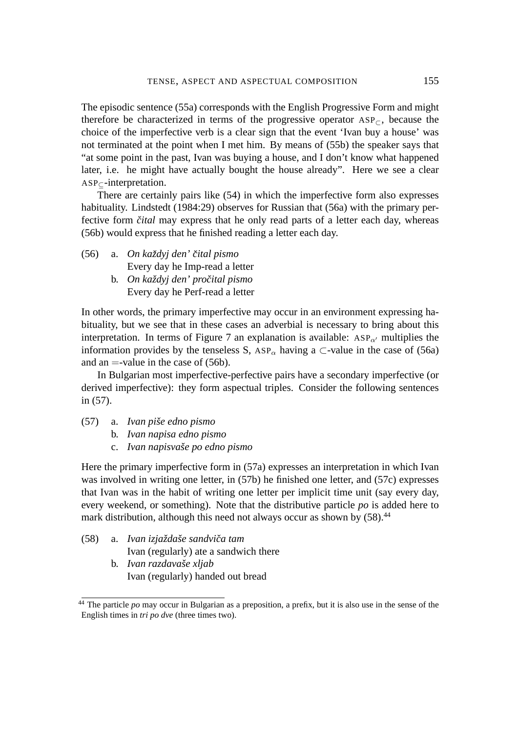The episodic sentence (55a) corresponds with the English Progressive Form and might therefore be characterized in terms of the progressive operator $\text{ASP}_{\subset}$, because the choice of the imperfective verb is a clear sign that the event 'Ivan buy a house' was not terminated at the point when I met him. By means of (55b) the speaker says that "at some point in the past, Ivan was buying a house, and I don't know what happened later, i.e. he might have actually bought the house already". Here we see a clear $\text{ASP}_{\subseteq}$-interpretation.

There are certainly pairs like (54) in which the imperfective form also expresses habituality. Lindstedt (1984:29) observes for Russian that (56a) with the primary perfective form *čital* may express that he only read parts of a letter each day, whereas (56b) would express that he finished reading a letter each day.

(56) a. *On každyj den' čital pismo*
Every day he Imp-read a letter
b. *On každyj den' pročital pismo*
Every day he Perf-read a letter

In other words, the primary imperfective may occur in an environment expressing habituality, but we see that in these cases an adverbial is necessary to bring about this interpretation. In terms of Figure 7 an explanation is available: $\text{ASP}_{\alpha'}$ multiplies the information provides by the tenseless S, $\text{ASP}_{\alpha}$ having a $\subset$-value in the case of (56a) and an $=$-value in the case of (56b).

In Bulgarian most imperfective-perfective pairs have a secondary imperfective (or derived imperfective): they form aspectual triples. Consider the following sentences in (57).

(57) a. *Ivan piše edno pismo*
b. *Ivan napisa edno pismo*
c. *Ivan napisvaše po edno pismo*

Here the primary imperfective form in (57a) expresses an interpretation in which Ivan was involved in writing one letter, in (57b) he finished one letter, and (57c) expresses that Ivan was in the habit of writing one letter per implicit time unit (say every day, every weekend, or something). Note that the distributive particle *po* is added here to mark distribution, although this need not always occur as shown by (58).[44]

(58) a. *Ivan izjaždaše sandviča tam*
Ivan (regularly) ate a sandwich there
b. *Ivan razdavaše xljab*
Ivan (regularly) handed out bread

[44] The particle *po* may occur in Bulgarian as a preposition, a prefix, but it is also use in the sense of the English times in *tri po dve* (three times two).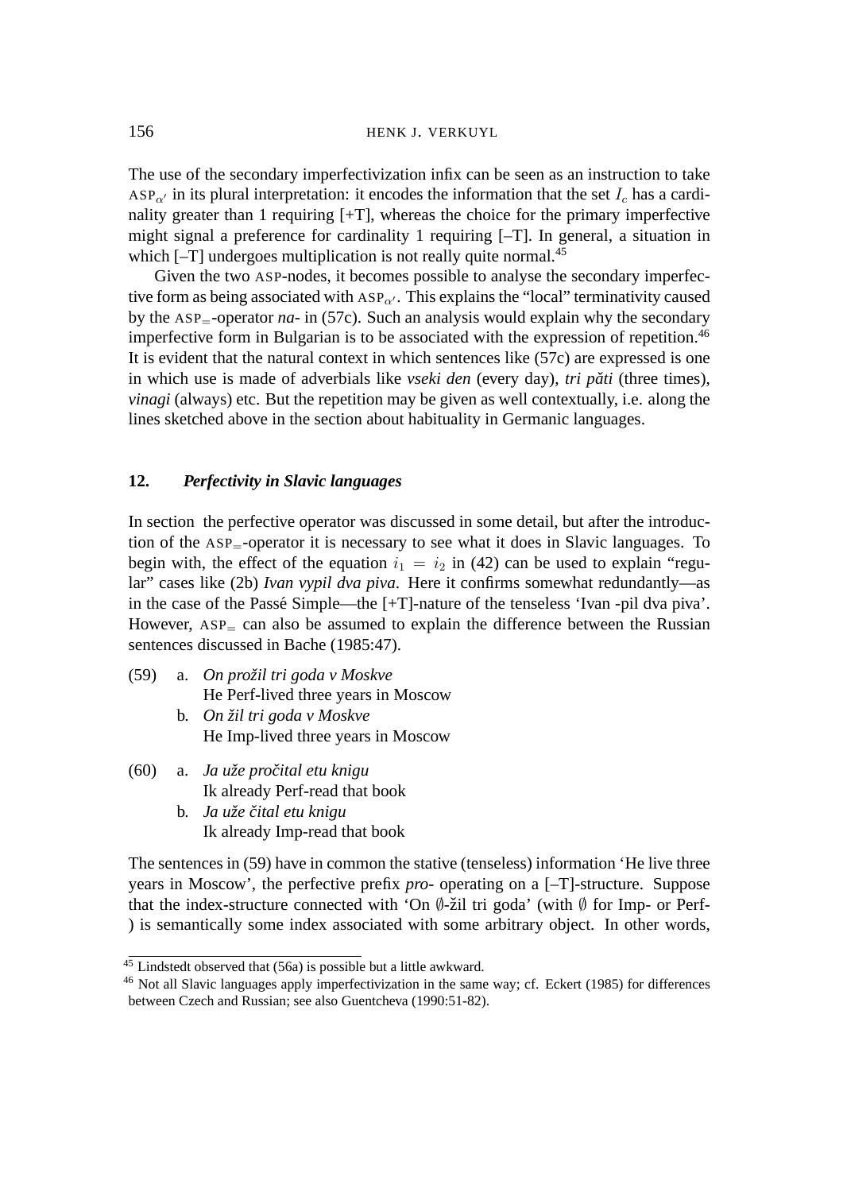The use of the secondary imperfectivization infix can be seen as an instruction to take $\text{ASP}_{\alpha'}$ in its plural interpretation: it encodes the information that the set $I_c$ has a cardinality greater than 1 requiring [+T], whereas the choice for the primary imperfective might signal a preference for cardinality 1 requiring [–T]. In general, a situation in which [–T] undergoes multiplication is not really quite normal.[45]

Given the two ASP-nodes, it becomes possible to analyse the secondary imperfective form as being associated with $\text{ASP}_{\alpha'}$. This explains the "local" terminativity caused by the $\text{ASP}_{=}$-operator *na-* in (57c). Such an analysis would explain why the secondary imperfective form in Bulgarian is to be associated with the expression of repetition.[46] It is evident that the natural context in which sentences like (57c) are expressed is one in which use is made of adverbials like *vseki den* (every day), *tri păti* (three times), *vinagi* (always) etc. But the repetition may be given as well contextually, i.e. along the lines sketched above in the section about habituality in Germanic languages.

## 12. *Perfectivity in Slavic languages*

In section  the perfective operator was discussed in some detail, but after the introduction of the $\text{ASP}_{=}$-operator it is necessary to see what it does in Slavic languages. To begin with, the effect of the equation $i_1 = i_2$ in (42) can be used to explain "regular" cases like (2b) *Ivan vypil dva piva*. Here it confirms somewhat redundantly—as in the case of the Passé Simple—the [+T]-nature of the tenseless 'Ivan -pil dva piva'. However, $\text{ASP}_{=}$ can also be assumed to explain the difference between the Russian sentences discussed in Bache (1985:47).

(59) a. *On prožil tri goda v Moskve*
He Perf-lived three years in Moscow
b. *On žil tri goda v Moskve*
He Imp-lived three years in Moscow

(60) a. *Ja uže pročital etu knigu*
Ik already Perf-read that book
b. *Ja uže čital etu knigu*
Ik already Imp-read that book

The sentences in (59) have in common the stative (tenseless) information 'He live three years in Moscow', the perfective prefix *pro-* operating on a [–T]-structure. Suppose that the index-structure connected with 'On $\emptyset$-žil tri goda' (with $\emptyset$ for Imp- or Perf-) is semantically some index associated with some arbitrary object. In other words,

---

[45] Lindstedt observed that (56a) is possible but a little awkward.

[46] Not all Slavic languages apply imperfectivization in the same way; cf. Eckert (1985) for differences between Czech and Russian; see also Guentcheva (1990:51-82).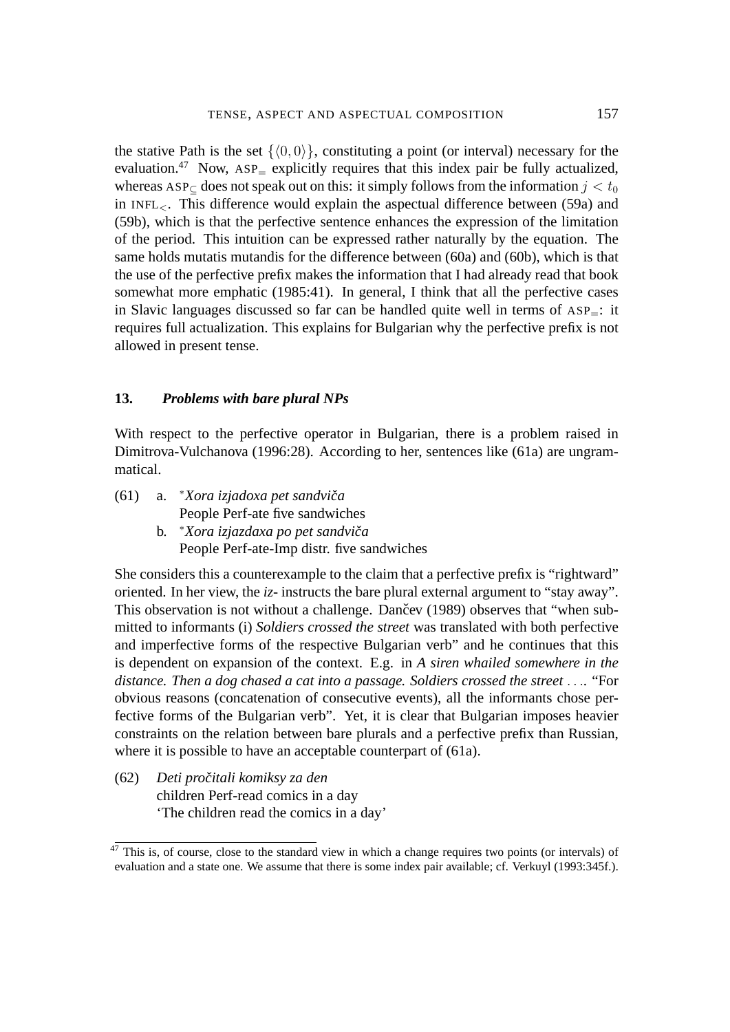the stative Path is the set $\{\langle 0,0\rangle\}$, constituting a point (or interval) necessary for the evaluation.[47] Now, $\text{ASP}_{=}$ explicitly requires that this index pair be fully actualized, whereas $\text{ASP}_{\subseteq}$ does not speak out on this: it simply follows from the information $j < t_0$ in $\text{INFL}_{<}$. This difference would explain the aspectual difference between (59a) and (59b), which is that the perfective sentence enhances the expression of the limitation of the period. This intuition can be expressed rather naturally by the equation. The same holds mutatis mutandis for the difference between (60a) and (60b), which is that the use of the perfective prefix makes the information that I had already read that book somewhat more emphatic (1985:41). In general, I think that all the perfective cases in Slavic languages discussed so far can be handled quite well in terms of $\text{ASP}_{=}$: it requires full actualization. This explains for Bulgarian why the perfective prefix is not allowed in present tense.

## 13. *Problems with bare plural NPs*

With respect to the perfective operator in Bulgarian, there is a problem raised in Dimitrova-Vulchanova (1996:28). According to her, sentences like (61a) are ungrammatical.

(61) a. *\*Xora izjadoxa pet sandviča*
People Perf-ate five sandwiches

b. *\*Xora izjazdaxa po pet sandviča*
People Perf-ate-Imp distr. five sandwiches

She considers this a counterexample to the claim that a perfective prefix is "rightward" oriented. In her view, the *iz-* instructs the bare plural external argument to "stay away". This observation is not without a challenge. Dančev (1989) observes that "when submitted to informants (i) *Soldiers crossed the street* was translated with both perfective and imperfective forms of the respective Bulgarian verb" and he continues that this is dependent on expansion of the context. E.g. in *A siren whailed somewhere in the distance. Then a dog chased a cat into a passage. Soldiers crossed the street ...*. "For obvious reasons (concatenation of consecutive events), all the informants chose perfective forms of the Bulgarian verb". Yet, it is clear that Bulgarian imposes heavier constraints on the relation between bare plurals and a perfective prefix than Russian, where it is possible to have an acceptable counterpart of (61a).

(62) *Deti pročitali komiksy za den*
children Perf-read comics in a day
'The children read the comics in a day'

[47] This is, of course, close to the standard view in which a change requires two points (or intervals) of evaluation and a state one. We assume that there is some index pair available; cf. Verkuyl (1993:345f.).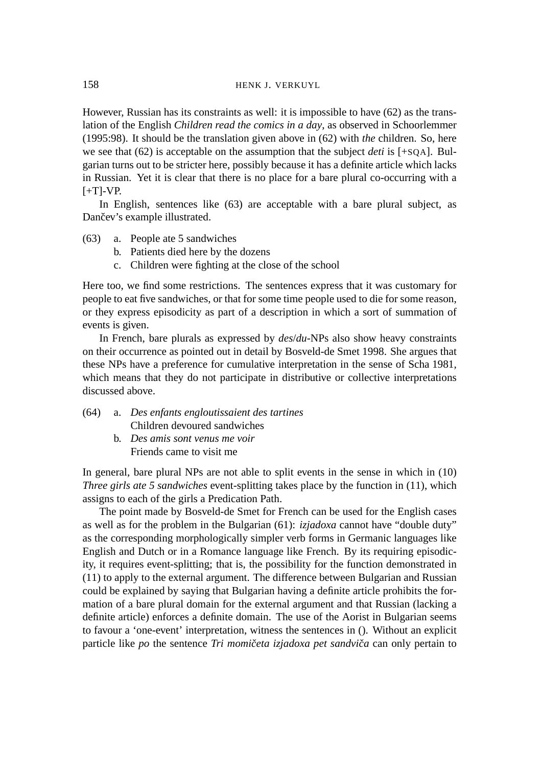However, Russian has its constraints as well: it is impossible to have (62) as the translation of the English *Children read the comics in a day*, as observed in Schoorlemmer (1995:98). It should be the translation given above in (62) with *the* children. So, here we see that (62) is acceptable on the assumption that the subject *deti* is [+SQA]. Bulgarian turns out to be stricter here, possibly because it has a definite article which lacks in Russian. Yet it is clear that there is no place for a bare plural co-occurring with a [+T]-VP.

In English, sentences like (63) are acceptable with a bare plural subject, as Dančev's example illustrated.

(63) a. People ate 5 sandwiches
b. Patients died here by the dozens
c. Children were fighting at the close of the school

Here too, we find some restrictions. The sentences express that it was customary for people to eat five sandwiches, or that for some time people used to die for some reason, or they express episodicity as part of a description in which a sort of summation of events is given.

In French, bare plurals as expressed by *des*/*du*-NPs also show heavy constraints on their occurrence as pointed out in detail by Bosveld-de Smet 1998. She argues that these NPs have a preference for cumulative interpretation in the sense of Scha 1981, which means that they do not participate in distributive or collective interpretations discussed above.

(64) a. *Des enfants engloutissaient des tartines*
Children devoured sandwiches
b. *Des amis sont venus me voir*
Friends came to visit me

In general, bare plural NPs are not able to split events in the sense in which in (10) *Three girls ate 5 sandwiches* event-splitting takes place by the function in (11), which assigns to each of the girls a Predication Path.

The point made by Bosveld-de Smet for French can be used for the English cases as well as for the problem in the Bulgarian (61): *izjadoxa* cannot have "double duty" as the corresponding morphologically simpler verb forms in Germanic languages like English and Dutch or in a Romance language like French. By its requiring episodicity, it requires event-splitting; that is, the possibility for the function demonstrated in (11) to apply to the external argument. The difference between Bulgarian and Russian could be explained by saying that Bulgarian having a definite article prohibits the formation of a bare plural domain for the external argument and that Russian (lacking a definite article) enforces a definite domain. The use of the Aorist in Bulgarian seems to favour a 'one-event' interpretation, witness the sentences in (). Without an explicit particle like *po* the sentence *Tri momičeta izjadoxa pet sandviča* can only pertain to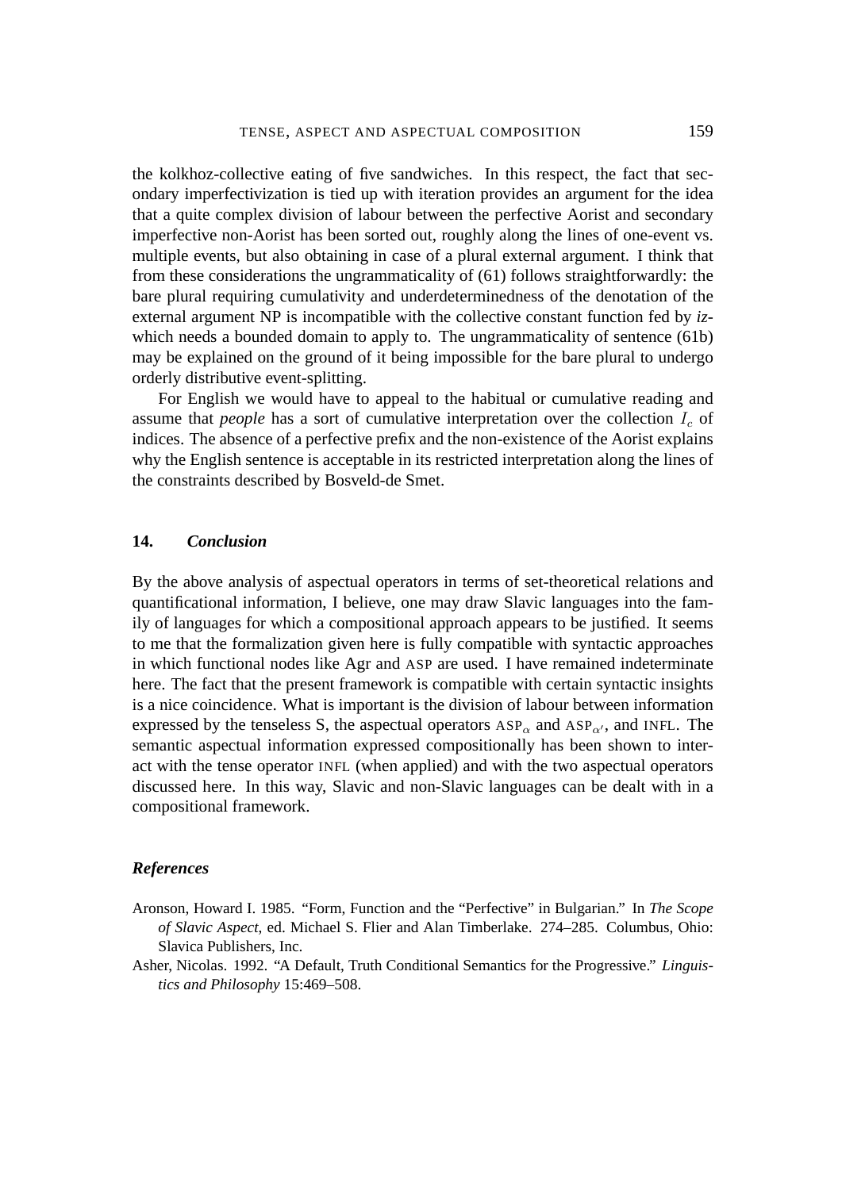the kolkhoz-collective eating of five sandwiches. In this respect, the fact that secondary imperfectivization is tied up with iteration provides an argument for the idea that a quite complex division of labour between the perfective Aorist and secondary imperfective non-Aorist has been sorted out, roughly along the lines of one-event vs. multiple events, but also obtaining in case of a plural external argument. I think that from these considerations the ungrammaticality of (61) follows straightforwardly: the bare plural requiring cumulativity and underdeterminedness of the denotation of the external argument NP is incompatible with the collective constant function fed by *iz-* which needs a bounded domain to apply to. The ungrammaticality of sentence (61b) may be explained on the ground of it being impossible for the bare plural to undergo orderly distributive event-splitting.

For English we would have to appeal to the habitual or cumulative reading and assume that *people* has a sort of cumulative interpretation over the collection $I_c$ of indices. The absence of a perfective prefix and the non-existence of the Aorist explains why the English sentence is acceptable in its restricted interpretation along the lines of the constraints described by Bosveld-de Smet.

## 14. *Conclusion*

By the above analysis of aspectual operators in terms of set-theoretical relations and quantificational information, I believe, one may draw Slavic languages into the family of languages for which a compositional approach appears to be justified. It seems to me that the formalization given here is fully compatible with syntactic approaches in which functional nodes like Agr and ASP are used. I have remained indeterminate here. The fact that the present framework is compatible with certain syntactic insights is a nice coincidence. What is important is the division of labour between information expressed by the tenseless S, the aspectual operators $\text{ASP}_{\alpha}$ and $\text{ASP}_{\alpha'}$, and INFL. The semantic aspectual information expressed compositionally has been shown to interact with the tense operator INFL (when applied) and with the two aspectual operators discussed here. In this way, Slavic and non-Slavic languages can be dealt with in a compositional framework.

## *References*

Aronson, Howard I. 1985. "Form, Function and the "Perfective" in Bulgarian." In *The Scope of Slavic Aspect*, ed. Michael S. Flier and Alan Timberlake. 274–285. Columbus, Ohio: Slavica Publishers, Inc.

Asher, Nicolas. 1992. "A Default, Truth Conditional Semantics for the Progressive." *Linguistics and Philosophy* 15:469–508.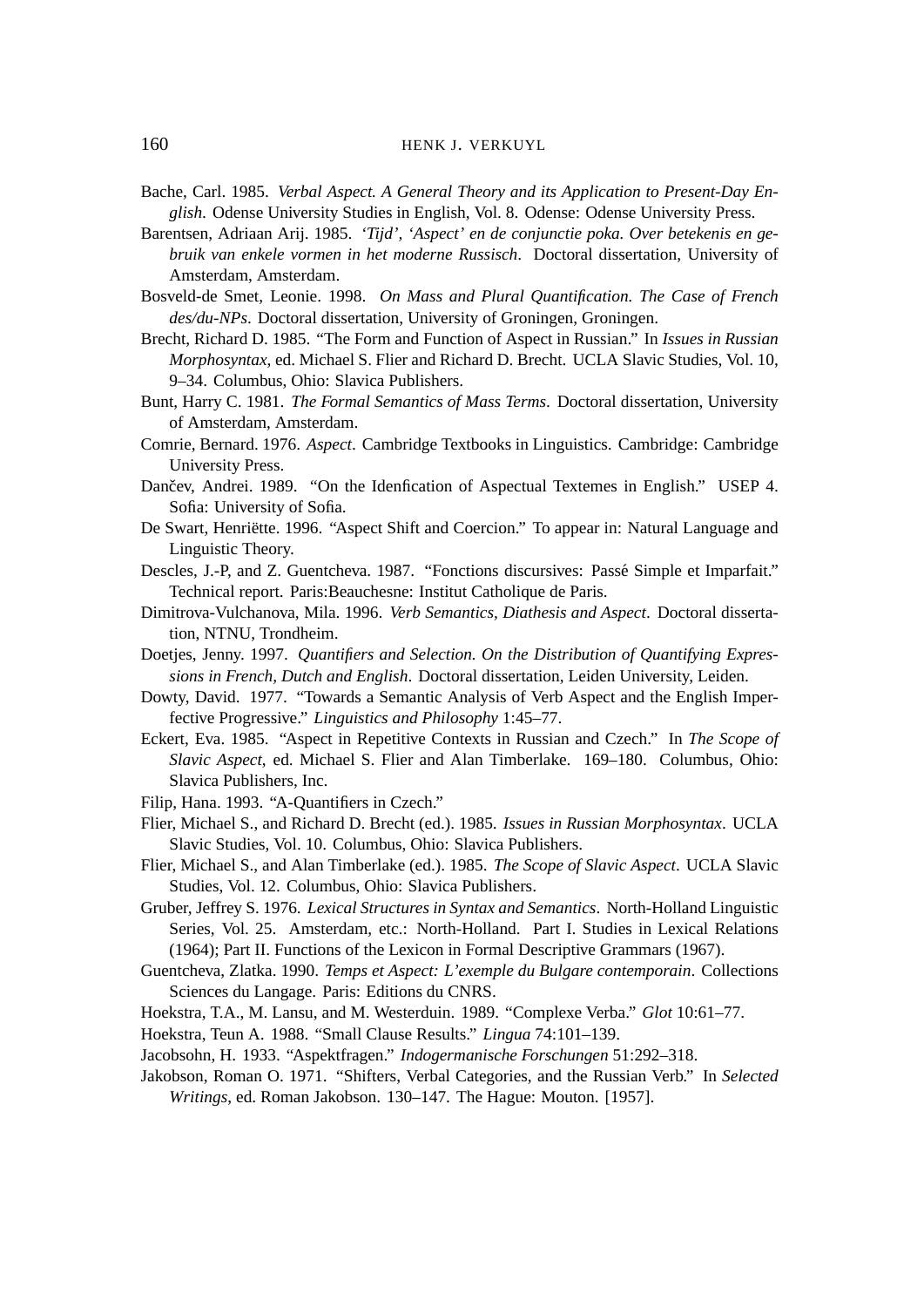Bache, Carl. 1985. *Verbal Aspect. A General Theory and its Application to Present-Day English*. Odense University Studies in English, Vol. 8. Odense: Odense University Press.

Barentsen, Adriaan Arij. 1985. *'Tijd', 'Aspect' en de conjunctie poka. Over betekenis en gebruik van enkele vormen in het moderne Russisch*. Doctoral dissertation, University of Amsterdam, Amsterdam.

Bosveld-de Smet, Leonie. 1998. *On Mass and Plural Quantification. The Case of French des/du-NPs*. Doctoral dissertation, University of Groningen, Groningen.

Brecht, Richard D. 1985. "The Form and Function of Aspect in Russian." In *Issues in Russian Morphosyntax*, ed. Michael S. Flier and Richard D. Brecht. UCLA Slavic Studies, Vol. 10, 9–34. Columbus, Ohio: Slavica Publishers.

Bunt, Harry C. 1981. *The Formal Semantics of Mass Terms*. Doctoral dissertation, University of Amsterdam, Amsterdam.

Comrie, Bernard. 1976. *Aspect*. Cambridge Textbooks in Linguistics. Cambridge: Cambridge University Press.

Dančev, Andrei. 1989. "On the Idenfication of Aspectual Textemes in English." USEP 4. Sofia: University of Sofia.

De Swart, Henriëtte. 1996. "Aspect Shift and Coercion." To appear in: Natural Language and Linguistic Theory.

Descles, J.-P, and Z. Guentcheva. 1987. "Fonctions discursives: Passé Simple et Imparfait." Technical report. Paris:Beauchesne: Institut Catholique de Paris.

Dimitrova-Vulchanova, Mila. 1996. *Verb Semantics, Diathesis and Aspect*. Doctoral dissertation, NTNU, Trondheim.

Doetjes, Jenny. 1997. *Quantifiers and Selection. On the Distribution of Quantifying Expressions in French, Dutch and English*. Doctoral dissertation, Leiden University, Leiden.

Dowty, David. 1977. "Towards a Semantic Analysis of Verb Aspect and the English Imperfective Progressive." *Linguistics and Philosophy* 1:45–77.

Eckert, Eva. 1985. "Aspect in Repetitive Contexts in Russian and Czech." In *The Scope of Slavic Aspect*, ed. Michael S. Flier and Alan Timberlake. 169–180. Columbus, Ohio: Slavica Publishers, Inc.

Filip, Hana. 1993. "A-Quantifiers in Czech."

Flier, Michael S., and Richard D. Brecht (ed.). 1985. *Issues in Russian Morphosyntax*. UCLA Slavic Studies, Vol. 10. Columbus, Ohio: Slavica Publishers.

Flier, Michael S., and Alan Timberlake (ed.). 1985. *The Scope of Slavic Aspect*. UCLA Slavic Studies, Vol. 12. Columbus, Ohio: Slavica Publishers.

Gruber, Jeffrey S. 1976. *Lexical Structures in Syntax and Semantics*. North-Holland Linguistic Series, Vol. 25. Amsterdam, etc.: North-Holland. Part I. Studies in Lexical Relations (1964); Part II. Functions of the Lexicon in Formal Descriptive Grammars (1967).

Guentcheva, Zlatka. 1990. *Temps et Aspect: L'exemple du Bulgare contemporain*. Collections Sciences du Langage. Paris: Editions du CNRS.

Hoekstra, T.A., M. Lansu, and M. Westerduin. 1989. "Complexe Verba." *Glot* 10:61–77.

Hoekstra, Teun A. 1988. "Small Clause Results." *Lingua* 74:101–139.

Jacobsohn, H. 1933. "Aspektfragen." *Indogermanische Forschungen* 51:292–318.

Jakobson, Roman O. 1971. "Shifters, Verbal Categories, and the Russian Verb." In *Selected Writings*, ed. Roman Jakobson. 130–147. The Hague: Mouton. [1957].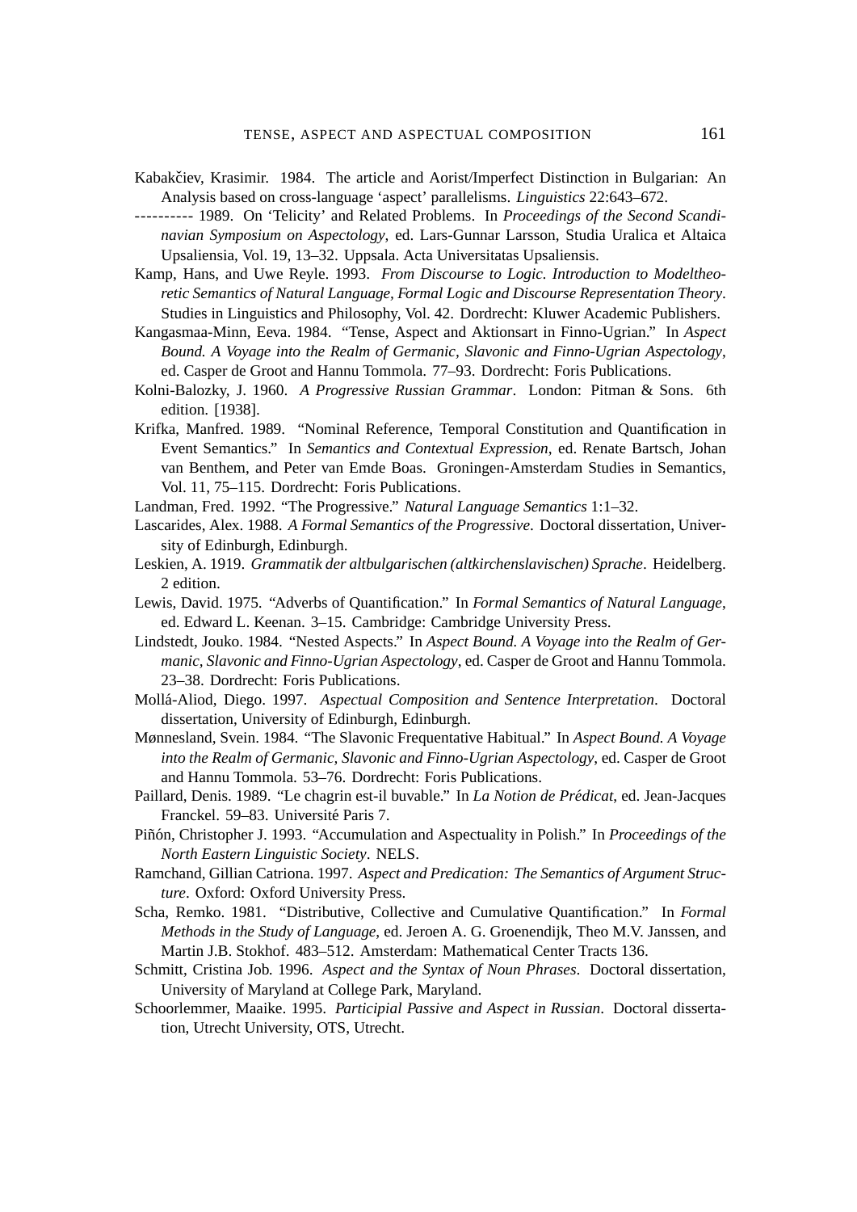Kabakčiev, Krasimir. 1984. The article and Aorist/Imperfect Distinction in Bulgarian: An Analysis based on cross-language 'aspect' parallelisms. *Linguistics* 22:643–672.

---------- 1989. On 'Telicity' and Related Problems. In *Proceedings of the Second Scandinavian Symposium on Aspectology*, ed. Lars-Gunnar Larsson, Studia Uralica et Altaica Upsaliensia, Vol. 19, 13–32. Uppsala. Acta Universitatas Upsaliensis.

Kamp, Hans, and Uwe Reyle. 1993. *From Discourse to Logic. Introduction to Modeltheoretic Semantics of Natural Language, Formal Logic and Discourse Representation Theory*. Studies in Linguistics and Philosophy, Vol. 42. Dordrecht: Kluwer Academic Publishers.

Kangasmaa-Minn, Eeva. 1984. "Tense, Aspect and Aktionsart in Finno-Ugrian." In *Aspect Bound. A Voyage into the Realm of Germanic, Slavonic and Finno-Ugrian Aspectology*, ed. Casper de Groot and Hannu Tommola. 77–93. Dordrecht: Foris Publications.

Kolni-Balozky, J. 1960. *A Progressive Russian Grammar*. London: Pitman & Sons. 6th edition. [1938].

Krifka, Manfred. 1989. "Nominal Reference, Temporal Constitution and Quantification in Event Semantics." In *Semantics and Contextual Expression*, ed. Renate Bartsch, Johan van Benthem, and Peter van Emde Boas. Groningen-Amsterdam Studies in Semantics, Vol. 11, 75–115. Dordrecht: Foris Publications.

Landman, Fred. 1992. "The Progressive." *Natural Language Semantics* 1:1–32.

Lascarides, Alex. 1988. *A Formal Semantics of the Progressive*. Doctoral dissertation, University of Edinburgh, Edinburgh.

Leskien, A. 1919. *Grammatik der altbulgarischen (altkirchenslavischen) Sprache*. Heidelberg. 2 edition.

Lewis, David. 1975. "Adverbs of Quantification." In *Formal Semantics of Natural Language*, ed. Edward L. Keenan. 3–15. Cambridge: Cambridge University Press.

Lindstedt, Jouko. 1984. "Nested Aspects." In *Aspect Bound. A Voyage into the Realm of Germanic, Slavonic and Finno-Ugrian Aspectology*, ed. Casper de Groot and Hannu Tommola. 23–38. Dordrecht: Foris Publications.

Mollá-Aliod, Diego. 1997. *Aspectual Composition and Sentence Interpretation*. Doctoral dissertation, University of Edinburgh, Edinburgh.

Mønnesland, Svein. 1984. "The Slavonic Frequentative Habitual." In *Aspect Bound. A Voyage into the Realm of Germanic, Slavonic and Finno-Ugrian Aspectology*, ed. Casper de Groot and Hannu Tommola. 53–76. Dordrecht: Foris Publications.

Paillard, Denis. 1989. "Le chagrin est-il buvable." In *La Notion de Prédicat*, ed. Jean-Jacques Franckel. 59–83. Université Paris 7.

Piñón, Christopher J. 1993. "Accumulation and Aspectuality in Polish." In *Proceedings of the North Eastern Linguistic Society*. NELS.

Ramchand, Gillian Catriona. 1997. *Aspect and Predication: The Semantics of Argument Structure*. Oxford: Oxford University Press.

Scha, Remko. 1981. "Distributive, Collective and Cumulative Quantification." In *Formal Methods in the Study of Language*, ed. Jeroen A. G. Groenendijk, Theo M.V. Janssen, and Martin J.B. Stokhof. 483–512. Amsterdam: Mathematical Center Tracts 136.

Schmitt, Cristina Job. 1996. *Aspect and the Syntax of Noun Phrases*. Doctoral dissertation, University of Maryland at College Park, Maryland.

Schoorlemmer, Maaike. 1995. *Participial Passive and Aspect in Russian*. Doctoral dissertation, Utrecht University, OTS, Utrecht.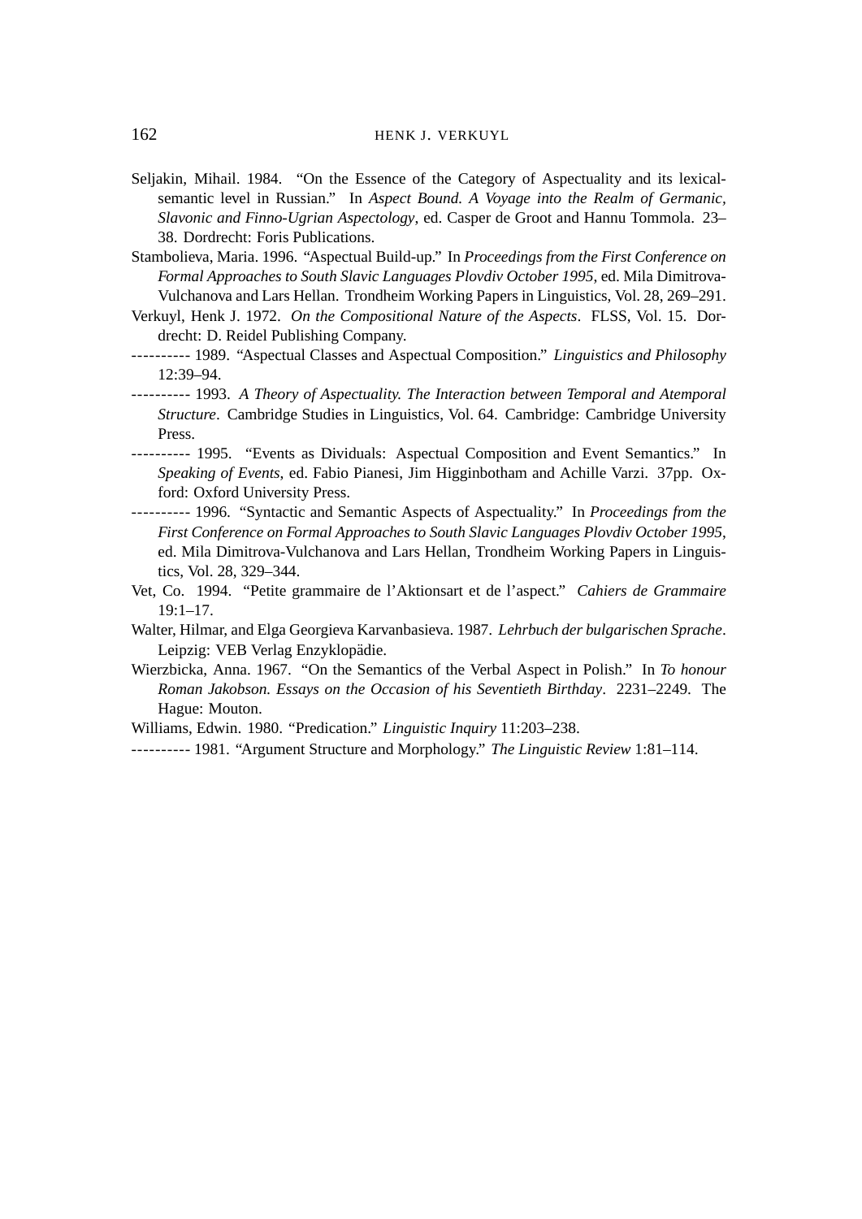Seljakin, Mihail. 1984. "On the Essence of the Category of Aspectuality and its lexical-semantic level in Russian." In *Aspect Bound. A Voyage into the Realm of Germanic, Slavonic and Finno-Ugrian Aspectology*, ed. Casper de Groot and Hannu Tommola. 23–38. Dordrecht: Foris Publications.

Stambolieva, Maria. 1996. "Aspectual Build-up." In *Proceedings from the First Conference on Formal Approaches to South Slavic Languages Plovdiv October 1995*, ed. Mila Dimitrova-Vulchanova and Lars Hellan. Trondheim Working Papers in Linguistics, Vol. 28, 269–291.

Verkuyl, Henk J. 1972. *On the Compositional Nature of the Aspects*. FLSS, Vol. 15. Dordrecht: D. Reidel Publishing Company.

---------- 1989. "Aspectual Classes and Aspectual Composition." *Linguistics and Philosophy* 12:39–94.

---------- 1993. *A Theory of Aspectuality. The Interaction between Temporal and Atemporal Structure*. Cambridge Studies in Linguistics, Vol. 64. Cambridge: Cambridge University Press.

---------- 1995. "Events as Dividuals: Aspectual Composition and Event Semantics." In *Speaking of Events*, ed. Fabio Pianesi, Jim Higginbotham and Achille Varzi. 37pp. Oxford: Oxford University Press.

---------- 1996. "Syntactic and Semantic Aspects of Aspectuality." In *Proceedings from the First Conference on Formal Approaches to South Slavic Languages Plovdiv October 1995*, ed. Mila Dimitrova-Vulchanova and Lars Hellan, Trondheim Working Papers in Linguistics, Vol. 28, 329–344.

Vet, Co. 1994. "Petite grammaire de l'Aktionsart et de l'aspect." *Cahiers de Grammaire* 19:1–17.

Walter, Hilmar, and Elga Georgieva Karvanbasieva. 1987. *Lehrbuch der bulgarischen Sprache*. Leipzig: VEB Verlag Enzyklopädie.

Wierzbicka, Anna. 1967. "On the Semantics of the Verbal Aspect in Polish." In *To honour Roman Jakobson. Essays on the Occasion of his Seventieth Birthday*. 2231–2249. The Hague: Mouton.

Williams, Edwin. 1980. "Predication." *Linguistic Inquiry* 11:203–238.

---------- 1981. "Argument Structure and Morphology." *The Linguistic Review* 1:81–114.